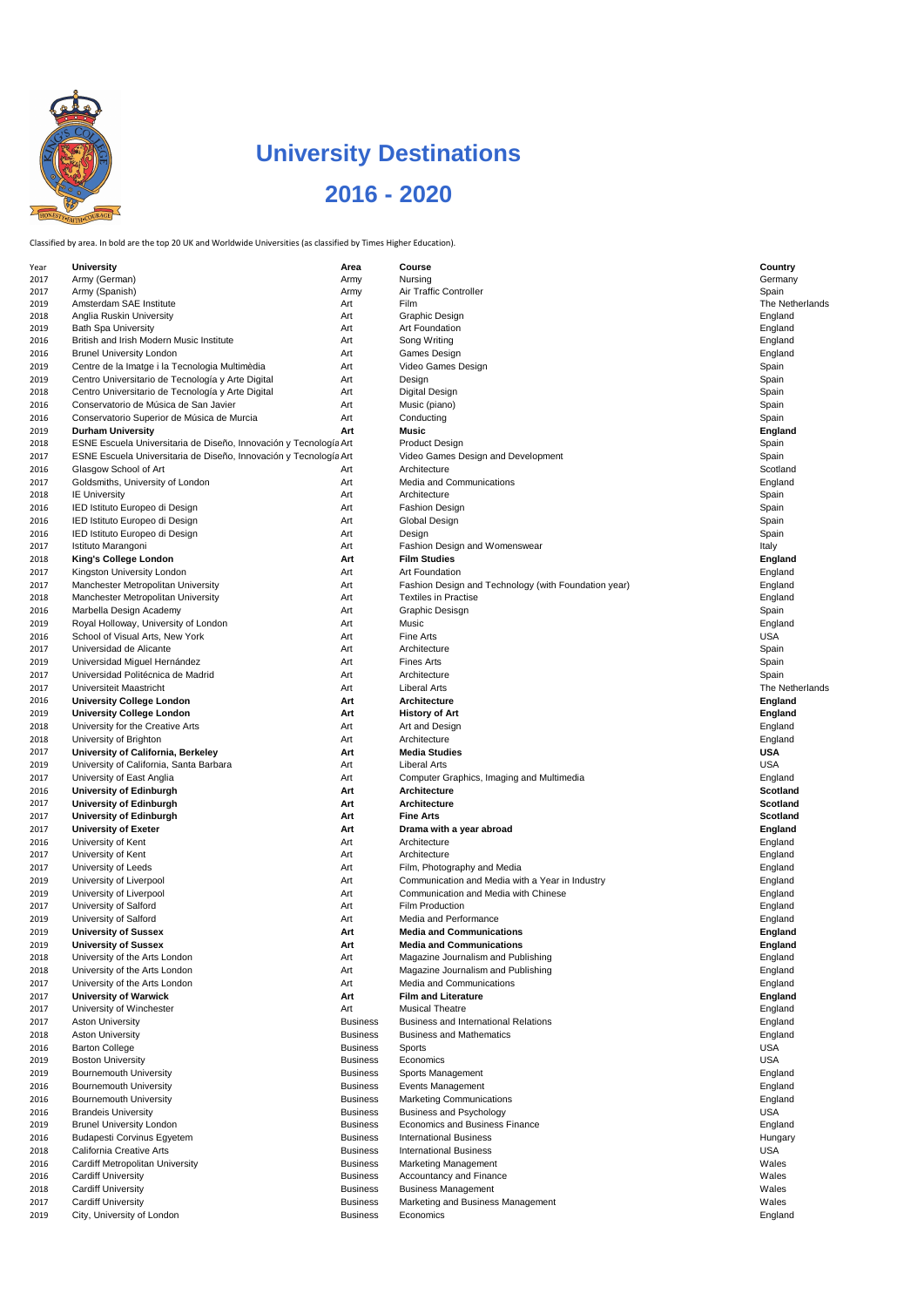# University Destinations

## 2016 - 2020

Classified by area. In bold are the top 20 UK and Worldwide Universities (as classified by Times Higher Education).

| Year | University | Area | Course | Country |
|---|---|---|---|---|
| 2017 | Army (German) | Army | Nursing | Germany |
| 2017 | Army (Spanish) | Army | Air Traffic Controller | Spain |
| 2019 | Amsterdam SAE Institute | Art | Film | The Netherlands |
| 2018 | Anglia Ruskin University | Art | Graphic Design | England |
| 2019 | Bath Spa University | Art | Art Foundation | England |
| 2016 | British and Irish Modern Music Institute | Art | Song Writing | England |
| 2016 | Brunel University London | Art | Games Design | England |
| 2019 | Centre de la Imatge i la Tecnologia Multimèdia | Art | Video Games Design | Spain |
| 2019 | Centro Universitario de Tecnología y Arte Digital | Art | Design | Spain |
| 2018 | Centro Universitario de Tecnología y Arte Digital | Art | Digital Design | Spain |
| 2016 | Conservatorio de Música de San Javier | Art | Music (piano) | Spain |
| 2016 | Conservatorio Superior de Música de Murcia | Art | Conducting | Spain |
| **2019** | **Durham University** | **Art** | **Music** | **England** |
| 2018 | ESNE Escuela Universitaria de Diseño, Innovación y Tecnología | Art | Product Design | Spain |
| 2017 | ESNE Escuela Universitaria de Diseño, Innovación y Tecnología | Art | Video Games Design and Development | Spain |
| 2016 | Glasgow School of Art | Art | Architecture | Scotland |
| 2017 | Goldsmiths, University of London | Art | Media and Communications | England |
| 2018 | IE University | Art | Architecture | Spain |
| 2016 | IED Istituto Europeo di Design | Art | Fashion Design | Spain |
| 2016 | IED Istituto Europeo di Design | Art | Global Design | Spain |
| 2016 | IED Istituto Europeo di Design | Art | Design | Spain |
| 2017 | Istituto Marangoni | Art | Fashion Design and Womenswear | Italy |
| **2018** | **King's College London** | **Art** | **Film Studies** | **England** |
| 2017 | Kingston University London | Art | Art Foundation | England |
| 2017 | Manchester Metropolitan University | Art | Fashion Design and Technology (with Foundation year) | England |
| 2018 | Manchester Metropolitan University | Art | Textiles in Practise | England |
| 2016 | Marbella Design Academy | Art | Graphic Desisgn | Spain |
| 2019 | Royal Holloway, University of London | Art | Music | England |
| 2016 | School of Visual Arts, New York | Art | Fine Arts | USA |
| 2017 | Universidad de Alicante | Art | Architecture | Spain |
| 2019 | Universidad Miguel Hernández | Art | Fines Arts | Spain |
| 2017 | Universidad Politécnica de Madrid | Art | Architecture | Spain |
| 2017 | Universiteit Maastricht | Art | Liberal Arts | The Netherlands |
| **2016** | **University College London** | **Art** | **Architecture** | **England** |
| **2019** | **University College London** | **Art** | **History of Art** | **England** |
| 2018 | University for the Creative Arts | Art | Art and Design | England |
| 2018 | University of Brighton | Art | Architecture | England |
| **2017** | **University of California, Berkeley** | **Art** | **Media Studies** | **USA** |
| 2019 | University of California, Santa Barbara | Art | Liberal Arts | USA |
| 2017 | University of East Anglia | Art | Computer Graphics, Imaging and Multimedia | England |
| **2016** | **University of Edinburgh** | **Art** | **Architecture** | **Scotland** |
| **2017** | **University of Edinburgh** | **Art** | **Architecture** | **Scotland** |
| **2017** | **University of Edinburgh** | **Art** | **Fine Arts** | **Scotland** |
| **2017** | **University of Exeter** | **Art** | **Drama with a year abroad** | **England** |
| 2016 | University of Kent | Art | Architecture | England |
| 2017 | University of Kent | Art | Architecture | England |
| 2017 | University of Leeds | Art | Film, Photography and Media | England |
| 2019 | University of Liverpool | Art | Communication and Media with a Year in Industry | England |
| 2019 | University of Liverpool | Art | Communication and Media with Chinese | England |
| 2017 | University of Salford | Art | Film Production | England |
| 2019 | University of Salford | Art | Media and Performance | England |
| **2019** | **University of Sussex** | **Art** | **Media and Communications** | **England** |
| **2019** | **University of Sussex** | **Art** | **Media and Communications** | **England** |
| 2018 | University of the Arts London | Art | Magazine Journalism and Publishing | England |
| 2018 | University of the Arts London | Art | Magazine Journalism and Publishing | England |
| 2017 | University of the Arts London | Art | Media and Communications | England |
| **2017** | **University of Warwick** | **Art** | **Film and Literature** | **England** |
| 2017 | University of Winchester | Art | Musical Theatre | England |
| 2017 | Aston University | Business | Business and International Relations | England |
| 2018 | Aston University | Business | Business and Mathematics | England |
| 2016 | Barton College | Business | Sports | USA |
| 2019 | Boston University | Business | Economics | USA |
| 2019 | Bournemouth University | Business | Sports Management | England |
| 2016 | Bournemouth University | Business | Events Management | England |
| 2016 | Bournemouth University | Business | Marketing Communications | England |
| 2016 | Brandeis University | Business | Business and Psychology | USA |
| 2019 | Brunel University London | Business | Economics and Business Finance | England |
| 2016 | Budapesti Corvinus Egyetem | Business | International Business | Hungary |
| 2018 | California Creative Arts | Business | International Business | USA |
| 2016 | Cardiff Metropolitan University | Business | Marketing Management | Wales |
| 2016 | Cardiff University | Business | Accountancy and Finance | Wales |
| 2018 | Cardiff University | Business | Business Management | Wales |
| 2017 | Cardiff University | Business | Marketing and Business Management | Wales |
| 2019 | City, University of London | Business | Economics | England |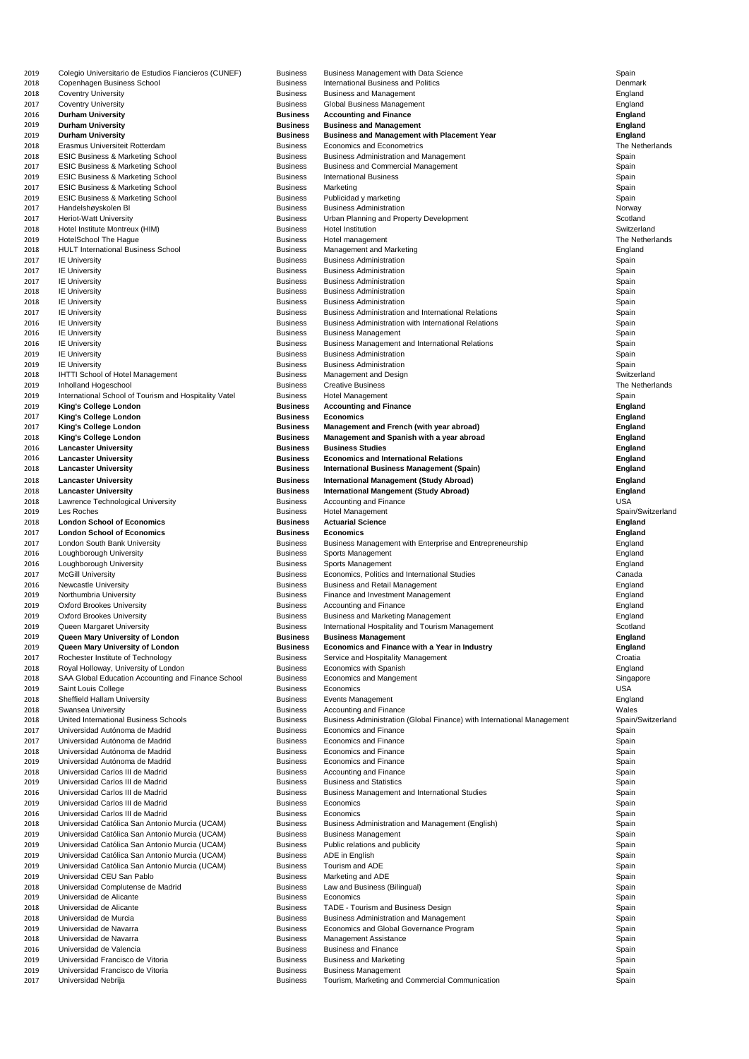| | | | | |
|---|---|---|---|---|
| 2019 | Colegio Universitario de Estudios Fiancieros (CUNEF) | Business | Business Management with Data Science | Spain |
| 2018 | Copenhagen Business School | Business | International Business and Politics | Denmark |
| 2018 | Coventry University | Business | Business and Management | England |
| 2017 | Coventry University | Business | Global Business Management | England |
| 2016 | **Durham University** | **Business** | **Accounting and Finance** | **England** |
| 2019 | **Durham University** | **Business** | **Business and Management** | **England** |
| 2019 | **Durham University** | **Business** | **Business and Management with Placement Year** | **England** |
| 2018 | Erasmus Universiteit Rotterdam | Business | Economics and Econometrics | The Netherlands |
| 2018 | ESIC Business & Marketing School | Business | Business Administration and Management | Spain |
| 2017 | ESIC Business & Marketing School | Business | Business and Commercial Management | Spain |
| 2019 | ESIC Business & Marketing School | Business | International Business | Spain |
| 2017 | ESIC Business & Marketing School | Business | Marketing | Spain |
| 2019 | ESIC Business & Marketing School | Business | Publicidad y marketing | Spain |
| 2017 | Handelshøyskolen BI | Business | Business Administration | Norway |
| 2017 | Heriot-Watt University | Business | Urban Planning and Property Development | Scotland |
| 2018 | Hotel Institute Montreux (HIM) | Business | Hotel Institution | Switzerland |
| 2019 | HotelSchool The Hague | Business | Hotel management | The Netherlands |
| 2018 | HULT International Business School | Business | Management and Marketing | England |
| 2017 | IE University | Business | Business Administration | Spain |
| 2017 | IE University | Business | Business Administration | Spain |
| 2017 | IE University | Business | Business Administration | Spain |
| 2018 | IE University | Business | Business Administration | Spain |
| 2018 | IE University | Business | Business Administration | Spain |
| 2017 | IE University | Business | Business Administration and International Relations | Spain |
| 2016 | IE University | Business | Business Administration with International Relations | Spain |
| 2016 | IE University | Business | Business Management | Spain |
| 2016 | IE University | Business | Business Management and International Relations | Spain |
| 2019 | IE University | Business | Business Administration | Spain |
| 2019 | IE University | Business | Business Administration | Spain |
| 2018 | IHTTI School of Hotel Management | Business | Management and Design | Switzerland |
| 2019 | Inholland Hogeschool | Business | Creative Business | The Netherlands |
| 2019 | International School of Tourism and Hospitality Vatel | Business | Hotel Management | Spain |
| 2019 | **King's College London** | **Business** | **Accounting and Finance** | **England** |
| 2017 | **King's College London** | **Business** | **Economics** | **England** |
| 2017 | **King's College London** | **Business** | **Management and French (with year abroad)** | **England** |
| 2018 | **King's College London** | **Business** | **Management and Spanish with a year abroad** | **England** |
| 2016 | **Lancaster University** | **Business** | **Business Studies** | **England** |
| 2016 | **Lancaster University** | **Business** | **Economics and International Relations** | **England** |
| 2018 | **Lancaster University** | **Business** | **International Business Management (Spain)** | **England** |
| 2018 | **Lancaster University** | **Business** | **International Management (Study Abroad)** | **England** |
| 2018 | **Lancaster University** | **Business** | **International Mangement (Study Abroad)** | **England** |
| 2018 | Lawrence Technological University | Business | Accounting and Finance | USA |
| 2019 | Les Roches | Business | Hotel Management | Spain/Switzerland |
| 2018 | **London School of Economics** | **Business** | **Actuarial Science** | **England** |
| 2017 | **London School of Economics** | **Business** | **Economics** | **England** |
| 2017 | London South Bank University | Business | Business Management with Enterprise and Entrepreneurship | England |
| 2016 | Loughborough University | Business | Sports Management | England |
| 2016 | Loughborough University | Business | Sports Management | England |
| 2017 | McGill University | Business | Economics, Politics and International Studies | Canada |
| 2016 | Newcastle University | Business | Business and Retail Management | England |
| 2019 | Northumbria University | Business | Finance and Investment Management | England |
| 2019 | Oxford Brookes University | Business | Accounting and Finance | England |
| 2019 | Oxford Brookes University | Business | Business and Marketing Management | England |
| 2019 | Queen Margaret University | Business | International Hospitality and Tourism Management | Scotland |
| 2019 | **Queen Mary University of London** | **Business** | **Business Management** | **England** |
| 2019 | **Queen Mary University of London** | **Business** | **Economics and Finance with a Year in Industry** | **England** |
| 2017 | Rochester Institute of Technology | Business | Service and Hospitality Management | Croatia |
| 2018 | Royal Holloway, University of London | Business | Economics with Spanish | England |
| 2018 | SAA Global Education Accounting and Finance School | Business | Economics and Mangement | Singapore |
| 2019 | Saint Louis College | Business | Economics | USA |
| 2018 | Sheffield Hallam University | Business | Events Management | England |
| 2018 | Swansea University | Business | Accounting and Finance | Wales |
| 2018 | United International Business Schools | Business | Business Administration (Global Finance) with International Management | Spain/Switzerland |
| 2017 | Universidad Autónoma de Madrid | Business | Economics and Finance | Spain |
| 2017 | Universidad Autónoma de Madrid | Business | Economics and Finance | Spain |
| 2018 | Universidad Autónoma de Madrid | Business | Economics and Finance | Spain |
| 2019 | Universidad Autónoma de Madrid | Business | Economics and Finance | Spain |
| 2018 | Universidad Carlos III de Madrid | Business | Accounting and Finance | Spain |
| 2019 | Universidad Carlos III de Madrid | Business | Business and Statistics | Spain |
| 2016 | Universidad Carlos III de Madrid | Business | Business Management and International Studies | Spain |
| 2019 | Universidad Carlos III de Madrid | Business | Economics | Spain |
| 2016 | Universidad Carlos III de Madrid | Business | Economics | Spain |
| 2018 | Universidad Católica San Antonio Murcia (UCAM) | Business | Business Administration and Management (English) | Spain |
| 2019 | Universidad Católica San Antonio Murcia (UCAM) | Business | Business Management | Spain |
| 2019 | Universidad Católica San Antonio Murcia (UCAM) | Business | Public relations and publicity | Spain |
| 2019 | Universidad Católica San Antonio Murcia (UCAM) | Business | ADE in English | Spain |
| 2019 | Universidad Católica San Antonio Murcia (UCAM) | Business | Tourism and ADE | Spain |
| 2019 | Universidad CEU San Pablo | Business | Marketing and ADE | Spain |
| 2018 | Universidad Complutense de Madrid | Business | Law and Business (Bilingual) | Spain |
| 2019 | Universidad de Alicante | Business | Economics | Spain |
| 2018 | Universidad de Alicante | Business | TADE - Tourism and Business Design | Spain |
| 2018 | Universidad de Murcia | Business | Business Administration and Management | Spain |
| 2019 | Universidad de Navarra | Business | Economics and Global Governance Program | Spain |
| 2018 | Universidad de Navarra | Business | Management Assistance | Spain |
| 2016 | Universidad de Valencia | Business | Business and Finance | Spain |
| 2019 | Universidad Francisco de Vitoria | Business | Business and Marketing | Spain |
| 2019 | Universidad Francisco de Vitoria | Business | Business Management | Spain |
| 2017 | Universidad Nebrija | Business | Tourism, Marketing and Commercial Communication | Spain |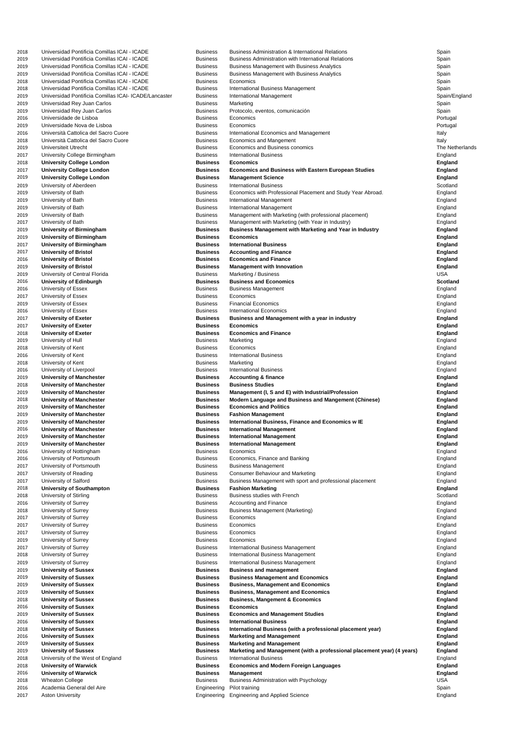| | | | | |
|---|---|---|---|---|
| 2018 | Universidad Pontificia Comillas ICAI - ICADE | Business | Business Administration & International Relations | Spain |
| 2019 | Universidad Pontificia Comillas ICAI - ICADE | Business | Business Administration with International Relations | Spain |
| 2019 | Universidad Pontificia Comillas ICAI - ICADE | Business | Business Management with Business Analytics | Spain |
| 2019 | Universidad Pontificia Comillas ICAI - ICADE | Business | Business Management with Business Analytics | Spain |
| 2018 | Universidad Pontificia Comillas ICAI - ICADE | Business | Economics | Spain |
| 2018 | Universidad Pontificia Comillas ICAI - ICADE | Business | International Business Management | Spain |
| 2019 | Universidad Pontificia Comillas ICAI- ICADE/Lancaster | Business | International Management | Spain/England |
| 2019 | Universidad Rey Juan Carlos | Business | Marketing | Spain |
| 2019 | Universidad Rey Juan Carlos | Business | Protocolo, eventos, comunicación | Spain |
| 2016 | Universidade de Lisboa | Business | Economics | Portugal |
| 2019 | Universidade Nova de Lisboa | Business | Economics | Portugal |
| 2016 | Università Cattolica del Sacro Cuore | Business | International Economics and Management | Italy |
| 2018 | Università Cattolica del Sacro Cuore | Business | Economics and Mangement | Italy |
| 2019 | Universiteit Utrecht | Business | Economics and Business conomics | The Netherlands |
| 2017 | University College Birmingham | Business | International Business | England |
| 2018 | **University College London** | **Business** | **Economics** | **England** |
| 2017 | **University College London** | **Business** | **Economics and Business with Eastern European Studies** | **England** |
| 2019 | **University College London** | **Business** | **Management Science** | **England** |
| 2019 | University of Aberdeen | Business | International Business | Scotland |
| 2019 | University of Bath | Business | Economics with Professional Placement and Study Year Abroad. | England |
| 2019 | University of Bath | Business | International Management | England |
| 2019 | University of Bath | Business | International Management | England |
| 2019 | University of Bath | Business | Management with Marketing (with professional placement) | England |
| 2017 | University of Bath | Business | Management with Marketing (with Year in Industry) | England |
| 2019 | **University of Birmingham** | **Business** | **Business Management with Marketing and Year in Industry** | **England** |
| 2019 | **University of Birmingham** | **Business** | **Economics** | **England** |
| 2017 | **University of Birmingham** | **Business** | **International Business** | **England** |
| 2017 | **University of Bristol** | **Business** | **Accounting and Finance** | **England** |
| 2016 | **University of Bristol** | **Business** | **Economics and Finance** | **England** |
| 2019 | **University of Bristol** | **Business** | **Management with Innovation** | **England** |
| 2019 | University of Central Florida | Business | Marketing / Business | USA |
| 2016 | **University of Edinburgh** | **Business** | **Business and Economics** | **Scotland** |
| 2016 | University of Essex | Business | Business Management | England |
| 2017 | University of Essex | Business | Economics | England |
| 2019 | University of Essex | Business | Financial Economics | England |
| 2016 | University of Essex | Business | International Economics | England |
| 2017 | **University of Exeter** | **Business** | **Business and Management with a year in industry** | **England** |
| 2017 | **University of Exeter** | **Business** | **Economics** | **England** |
| 2018 | **University of Exeter** | **Business** | **Economics and Finance** | **England** |
| 2019 | University of Hull | Business | Marketing | England |
| 2018 | University of Kent | Business | Economics | England |
| 2016 | University of Kent | Business | International Business | England |
| 2018 | University of Kent | Business | Marketing | England |
| 2016 | University of Liverpool | Business | International Business | England |
| 2019 | **University of Manchester** | **Business** | **Accounting & finance** | **England** |
| 2018 | **University of Manchester** | **Business** | **Business Studies** | **England** |
| 2019 | **University of Manchester** | **Business** | **Management (I, S and E) with Industrial/Profession** | **England** |
| 2018 | **University of Manchester** | **Business** | **Modern Language and Business and Mangement (Chinese)** | **England** |
| 2019 | **University of Manchester** | **Business** | **Economics and Politics** | **England** |
| 2019 | **University of Manchester** | **Business** | **Fashion Management** | **England** |
| 2019 | **University of Manchester** | **Business** | **International Business, Finance and Economics w IE** | **England** |
| 2016 | **University of Manchester** | **Business** | **International Management** | **England** |
| 2019 | **University of Manchester** | **Business** | **International Management** | **England** |
| 2019 | **University of Manchester** | **Business** | **International Management** | **England** |
| 2016 | University of Nottingham | Business | Economics | England |
| 2016 | University of Portsmouth | Business | Economics, Finance and Banking | England |
| 2017 | University of Portsmouth | Business | Business Management | England |
| 2017 | University of Reading | Business | Consumer Behaviour and Marketing | England |
| 2017 | University of Salford | Business | Business Management with sport and professional placement | England |
| 2018 | **University of Southampton** | **Business** | **Fashion Marketing** | **England** |
| 2018 | University of Stirling | Business | Business studies with French | Scotland |
| 2016 | University of Surrey | Business | Accounting and Finance | England |
| 2018 | University of Surrey | Business | Business Management (Marketing) | England |
| 2017 | University of Surrey | Business | Economics | England |
| 2017 | University of Surrey | Business | Economics | England |
| 2017 | University of Surrey | Business | Economics | England |
| 2019 | University of Surrey | Business | Economics | England |
| 2017 | University of Surrey | Business | International Business Management | England |
| 2018 | University of Surrey | Business | International Business Management | England |
| 2019 | University of Surrey | Business | International Business Management | England |
| 2019 | **University of Sussex** | **Business** | **Business and management** | **England** |
| 2019 | **University of Sussex** | **Business** | **Business Management and Economics** | **England** |
| 2019 | **University of Sussex** | **Business** | **Business, Management and Economics** | **England** |
| 2019 | **University of Sussex** | **Business** | **Business, Management and Economics** | **England** |
| 2018 | **University of Sussex** | **Business** | **Business, Mangement & Economics** | **England** |
| 2016 | **University of Sussex** | **Business** | **Economics** | **England** |
| 2019 | **University of Sussex** | **Business** | **Economics and Management Studies** | **England** |
| 2016 | **University of Sussex** | **Business** | **International Business** | **England** |
| 2018 | **University of Sussex** | **Business** | **International Business (with a professional placement year)** | **England** |
| 2016 | **University of Sussex** | **Business** | **Marketing and Management** | **England** |
| 2019 | **University of Sussex** | **Business** | **Marketing and Management** | **England** |
| 2019 | **University of Sussex** | **Business** | **Marketing and Management (with a professional placement year) (4 years)** | **England** |
| 2018 | University of the West of England | Business | International Business | England |
| 2018 | **University of Warwick** | **Business** | **Economics and Modern Foreign Languages** | **England** |
| 2016 | **University of Warwick** | **Business** | **Management** | **England** |
| 2018 | Wheaton College | Business | Business Administration with Psychology | USA |
| 2016 | Academia General del Aire | Engineering | Pilot training | Spain |
| 2017 | Aston University | Engineering | Engineering and Applied Science | England |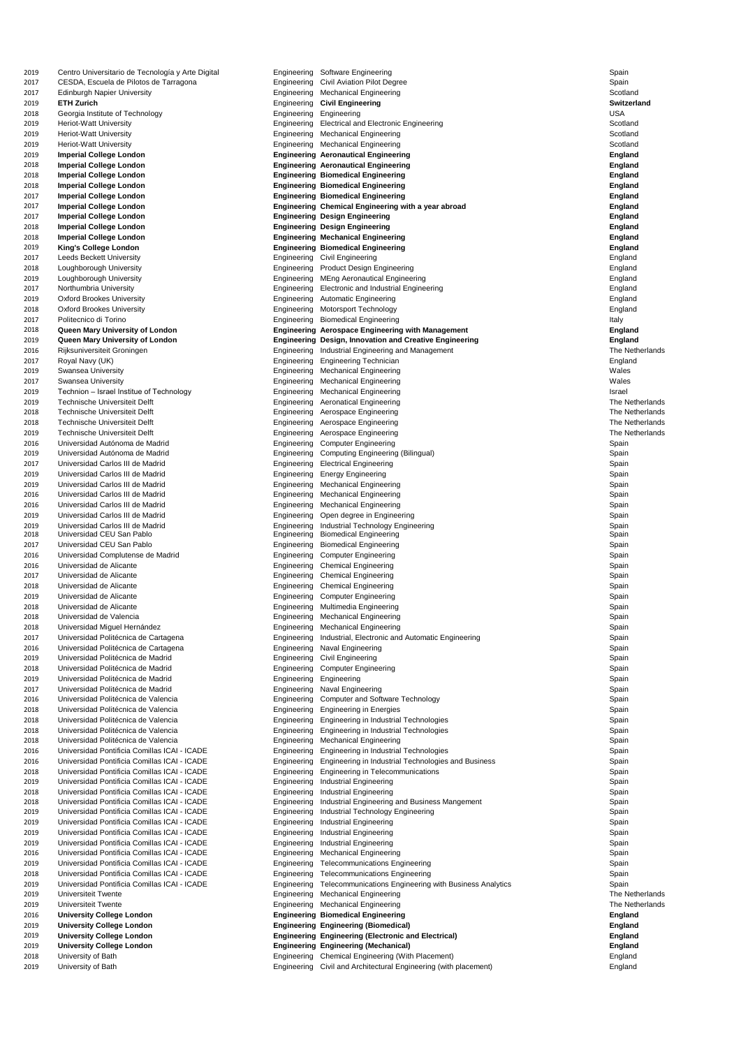| | | | | |
|---|---|---|---|---|
| 2019 | Centro Universitario de Tecnología y Arte Digital | Engineering | Software Engineering | Spain |
| 2017 | CESDA, Escuela de Pilotos de Tarragona | Engineering | Civil Aviation Pilot Degree | Spain |
| 2017 | Edinburgh Napier University | Engineering | Mechanical Engineering | Scotland |
| 2019 | **ETH Zurich** | Engineering | **Civil Engineering** | **Switzerland** |
| 2018 | Georgia Institute of Technology | Engineering | Engineering | USA |
| 2019 | Heriot-Watt University | Engineering | Electrical and Electronic Engineering | Scotland |
| 2019 | Heriot-Watt University | Engineering | Mechanical Engineering | Scotland |
| 2019 | Heriot-Watt University | Engineering | Mechanical Engineering | Scotland |
| 2019 | **Imperial College London** | **Engineering** | **Aeronautical Engineering** | **England** |
| 2018 | **Imperial College London** | **Engineering** | **Aeronautical Engineering** | **England** |
| 2018 | **Imperial College London** | **Engineering** | **Biomedical Engineering** | **England** |
| 2018 | **Imperial College London** | **Engineering** | **Biomedical Engineering** | **England** |
| 2017 | **Imperial College London** | **Engineering** | **Biomedical Engineering** | **England** |
| 2017 | **Imperial College London** | **Engineering** | **Chemical Engineering with a year abroad** | **England** |
| 2017 | **Imperial College London** | **Engineering** | **Design Engineering** | **England** |
| 2018 | **Imperial College London** | **Engineering** | **Design Engineering** | **England** |
| 2018 | **Imperial College London** | **Engineering** | **Mechanical Engineering** | **England** |
| 2019 | **King's College London** | **Engineering** | **Biomedical Engineering** | **England** |
| 2017 | Leeds Beckett University | Engineering | Civil Engineering | England |
| 2018 | Loughborough University | Engineering | Product Design Engineering | England |
| 2019 | Loughborough University | Engineering | MEng Aeronautical Engineering | England |
| 2017 | Northumbria University | Engineering | Electronic and Industrial Engineering | England |
| 2019 | Oxford Brookes University | Engineering | Automatic Engineering | England |
| 2018 | Oxford Brookes University | Engineering | Motorsport Technology | England |
| 2017 | Politecnico di Torino | Engineering | Biomedical Engineering | Italy |
| 2018 | **Queen Mary University of London** | **Engineering** | **Aerospace Engineering with Management** | **England** |
| 2019 | **Queen Mary University of London** | **Engineering** | **Design, Innovation and Creative Engineering** | **England** |
| 2016 | Rijksuniversiteit Groningen | Engineering | Industrial Engineering and Management | The Netherlands |
| 2017 | Royal Navy (UK) | Engineering | Engineering Technician | England |
| 2019 | Swansea University | Engineering | Mechanical Engineering | Wales |
| 2017 | Swansea University | Engineering | Mechanical Engineering | Wales |
| 2019 | Technion – Israel Institue of Technology | Engineering | Mechanical Engineering | Israel |
| 2019 | Technische Universiteit Delft | Engineering | Aeronatical Engineering | The Netherlands |
| 2018 | Technische Universiteit Delft | Engineering | Aerospace Engineering | The Netherlands |
| 2018 | Technische Universiteit Delft | Engineering | Aerospace Engineering | The Netherlands |
| 2019 | Technische Universiteit Delft | Engineering | Aerospace Engineering | The Netherlands |
| 2016 | Universidad Autónoma de Madrid | Engineering | Computer Engineering | Spain |
| 2019 | Universidad Autónoma de Madrid | Engineering | Computing Engineering (Bilingual) | Spain |
| 2017 | Universidad Carlos III de Madrid | Engineering | Electrical Engineering | Spain |
| 2019 | Universidad Carlos III de Madrid | Engineering | Energy Engineering | Spain |
| 2019 | Universidad Carlos III de Madrid | Engineering | Mechanical Engineering | Spain |
| 2016 | Universidad Carlos III de Madrid | Engineering | Mechanical Engineering | Spain |
| 2016 | Universidad Carlos III de Madrid | Engineering | Mechanical Engineering | Spain |
| 2019 | Universidad Carlos III de Madrid | Engineering | Open degree in Engineering | Spain |
| 2019 | Universidad Carlos III de Madrid | Engineering | Industrial Technology Engineering | Spain |
| 2018 | Universidad CEU San Pablo | Engineering | Biomedical Engineering | Spain |
| 2017 | Universidad CEU San Pablo | Engineering | Biomedical Engineering | Spain |
| 2016 | Universidad Complutense de Madrid | Engineering | Computer Engineering | Spain |
| 2016 | Universidad de Alicante | Engineering | Chemical Engineering | Spain |
| 2017 | Universidad de Alicante | Engineering | Chemical Engineering | Spain |
| 2018 | Universidad de Alicante | Engineering | Chemical Engineering | Spain |
| 2019 | Universidad de Alicante | Engineering | Computer Engineering | Spain |
| 2018 | Universidad de Alicante | Engineering | Multimedia Engineering | Spain |
| 2018 | Universidad de Valencia | Engineering | Mechanical Engineering | Spain |
| 2018 | Universidad Miguel Hernández | Engineering | Mechanical Engineering | Spain |
| 2017 | Universidad Politécnica de Cartagena | Engineering | Industrial, Electronic and Automatic Engineering | Spain |
| 2016 | Universidad Politécnica de Cartagena | Engineering | Naval Engineering | Spain |
| 2019 | Universidad Politécnica de Madrid | Engineering | Civil Engineering | Spain |
| 2018 | Universidad Politécnica de Madrid | Engineering | Computer Engineering | Spain |
| 2019 | Universidad Politécnica de Madrid | Engineering | Engineering | Spain |
| 2017 | Universidad Politécnica de Madrid | Engineering | Naval Engineering | Spain |
| 2016 | Universidad Politécnica de Valencia | Engineering | Computer and Software Technology | Spain |
| 2018 | Universidad Politécnica de Valencia | Engineering | Engineering in Energies | Spain |
| 2018 | Universidad Politécnica de Valencia | Engineering | Engineering in Industrial Technologies | Spain |
| 2018 | Universidad Politécnica de Valencia | Engineering | Engineering in Industrial Technologies | Spain |
| 2018 | Universidad Politécnica de Valencia | Engineering | Mechanical Engineering | Spain |
| 2016 | Universidad Pontificia Comillas ICAI - ICADE | Engineering | Engineering in Industrial Technologies | Spain |
| 2016 | Universidad Pontificia Comillas ICAI - ICADE | Engineering | Engineering in Industrial Technologies and Business | Spain |
| 2018 | Universidad Pontificia Comillas ICAI - ICADE | Engineering | Engineering in Telecommunications | Spain |
| 2019 | Universidad Pontificia Comillas ICAI - ICADE | Engineering | Industrial Engineering | Spain |
| 2018 | Universidad Pontificia Comillas ICAI - ICADE | Engineering | Industrial Engineering | Spain |
| 2018 | Universidad Pontificia Comillas ICAI - ICADE | Engineering | Industrial Engineering and Business Mangement | Spain |
| 2019 | Universidad Pontificia Comillas ICAI - ICADE | Engineering | Industrial Technology Engineering | Spain |
| 2019 | Universidad Pontificia Comillas ICAI - ICADE | Engineering | Industrial Engineering | Spain |
| 2019 | Universidad Pontificia Comillas ICAI - ICADE | Engineering | Industrial Engineering | Spain |
| 2019 | Universidad Pontificia Comillas ICAI - ICADE | Engineering | Industrial Engineering | Spain |
| 2016 | Universidad Pontificia Comillas ICAI - ICADE | Engineering | Mechanical Engineering | Spain |
| 2019 | Universidad Pontificia Comillas ICAI - ICADE | Engineering | Telecommunications Engineering | Spain |
| 2018 | Universidad Pontificia Comillas ICAI - ICADE | Engineering | Telecommunications Engineering | Spain |
| 2019 | Universidad Pontificia Comillas ICAI - ICADE | Engineering | Telecommunications Engineering with Business Analytics | Spain |
| 2019 | Universiteit Twente | Engineering | Mechanical Engineering | The Netherlands |
| 2019 | Universiteit Twente | Engineering | Mechanical Engineering | The Netherlands |
| 2016 | **University College London** | **Engineering** | **Biomedical Engineering** | **England** |
| 2019 | **University College London** | **Engineering** | **Engineering (Biomedical)** | **England** |
| 2019 | **University College London** | **Engineering** | **Engineering (Electronic and Electrical)** | **England** |
| 2019 | **University College London** | **Engineering** | **Engineering (Mechanical)** | **England** |
| 2018 | University of Bath | Engineering | Chemical Engineering (With Placement) | England |
| 2019 | University of Bath | Engineering | Civil and Architectural Engineering (with placement) | England |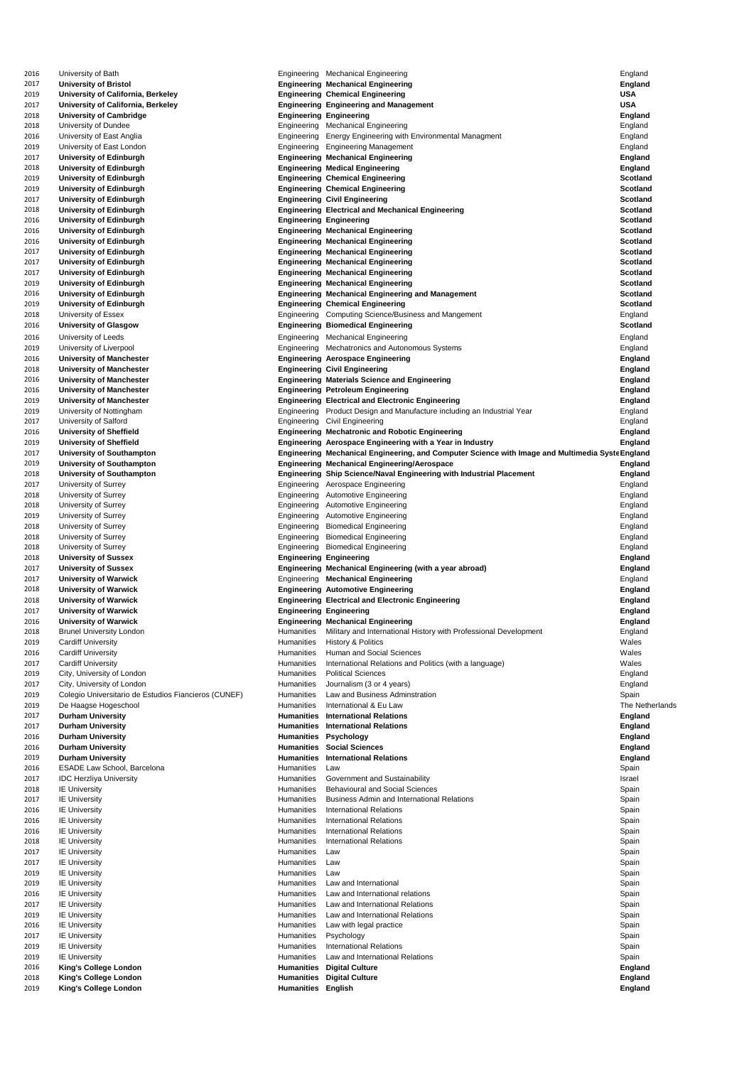| | | | | |
|---|---|---|---|---|
| 2016 | University of Bath | Engineering | Mechanical Engineering | England |
| 2017 | **University of Bristol** | **Engineering** | **Mechanical Engineering** | **England** |
| 2019 | **University of California, Berkeley** | **Engineering** | **Chemical Engineering** | **USA** |
| 2017 | **University of California, Berkeley** | **Engineering** | **Engineering and Management** | **USA** |
| 2018 | **University of Cambridge** | **Engineering** | **Engineering** | **England** |
| 2018 | University of Dundee | Engineering | Mechanical Engineering | England |
| 2016 | University of East Anglia | Engineering | Energy Engineering with Environmental Managment | England |
| 2019 | University of East London | Engineering | Engineering Management | England |
| 2017 | **University of Edinburgh** | **Engineering** | **Mechanical Engineering** | **England** |
| 2018 | **University of Edinburgh** | **Engineering** | **Medical Engineering** | **England** |
| 2019 | **University of Edinburgh** | **Engineering** | **Chemical Engineering** | **Scotland** |
| 2019 | **University of Edinburgh** | **Engineering** | **Chemical Engineering** | **Scotland** |
| 2017 | **University of Edinburgh** | **Engineering** | **Civil Engineering** | **Scotland** |
| 2018 | **University of Edinburgh** | **Engineering** | **Electrical and Mechanical Engineering** | **Scotland** |
| 2016 | **University of Edinburgh** | **Engineering** | **Engineering** | **Scotland** |
| 2016 | **University of Edinburgh** | **Engineering** | **Mechanical Engineering** | **Scotland** |
| 2016 | **University of Edinburgh** | **Engineering** | **Mechanical Engineering** | **Scotland** |
| 2017 | **University of Edinburgh** | **Engineering** | **Mechanical Engineering** | **Scotland** |
| 2017 | **University of Edinburgh** | **Engineering** | **Mechanical Engineering** | **Scotland** |
| 2017 | **University of Edinburgh** | **Engineering** | **Mechanical Engineering** | **Scotland** |
| 2019 | **University of Edinburgh** | **Engineering** | **Mechanical Engineering** | **Scotland** |
| 2016 | **University of Edinburgh** | **Engineering** | **Mechanical Engineering and Management** | **Scotland** |
| 2019 | **University of Edinburgh** | **Engineering** | **Chemical Engineering** | **Scotland** |
| 2018 | University of Essex | Engineering | Computing Science/Business and Mangement | England |
| 2016 | **University of Glasgow** | **Engineering** | **Biomedical Engineering** | **Scotland** |
| 2016 | University of Leeds | Engineering | Mechanical Engineering | England |
| 2019 | University of Liverpool | Engineering | Mechatronics and Autonomous Systems | England |
| 2016 | **University of Manchester** | **Engineering** | **Aerospace Engineering** | **England** |
| 2018 | **University of Manchester** | **Engineering** | **Civil Engineering** | **England** |
| 2016 | **University of Manchester** | **Engineering** | **Materials Science and Engineering** | **England** |
| 2016 | **University of Manchester** | **Engineering** | **Petroleum Engineering** | **England** |
| 2019 | **University of Manchester** | **Engineering** | **Electrical and Electronic Engineering** | **England** |
| 2019 | University of Nottingham | Engineering | Product Design and Manufacture including an Industrial Year | England |
| 2017 | University of Salford | Engineering | Civil Engineering | England |
| 2016 | **University of Sheffield** | **Engineering** | **Mechatronic and Robotic Engineering** | **England** |
| 2019 | **University of Sheffield** | **Engineering** | **Aerospace Engineering with a Year in Industry** | **England** |
| 2017 | **University of Southampton** | **Engineering** | **Mechanical Engineering, and Computer Science with Image and Multimedia Syste** | **England** |
| 2019 | **University of Southampton** | **Engineering** | **Mechanical Engineering/Aerospace** | **England** |
| 2018 | **University of Southampton** | **Engineering** | **Ship Science/Naval Engineering with Industrial Placement** | **England** |
| 2017 | University of Surrey | Engineering | Aerospace Engineering | England |
| 2018 | University of Surrey | Engineering | Automotive Engineering | England |
| 2018 | University of Surrey | Engineering | Automotive Engineering | England |
| 2019 | University of Surrey | Engineering | Automotive Engineering | England |
| 2018 | University of Surrey | Engineering | Biomedical Engineering | England |
| 2018 | University of Surrey | Engineering | Biomedical Engineering | England |
| 2018 | University of Surrey | Engineering | Biomedical Engineering | England |
| 2018 | **University of Sussex** | **Engineering** | **Engineering** | **England** |
| 2017 | **University of Sussex** | **Engineering** | **Mechanical Engineering (with a year abroad)** | **England** |
| 2017 | **University of Warwick** | Engineering | **Mechanical Engineering** | England |
| 2018 | **University of Warwick** | **Engineering** | **Automotive Engineering** | **England** |
| 2018 | **University of Warwick** | **Engineering** | **Electrical and Electronic Engineering** | **England** |
| 2017 | **University of Warwick** | **Engineering** | **Engineering** | **England** |
| 2016 | **University of Warwick** | **Engineering** | **Mechanical Engineering** | **England** |
| 2018 | Brunel University London | Humanities | Military and International History with Professional Development | England |
| 2019 | Cardiff University | Humanities | History & Politics | Wales |
| 2016 | Cardiff University | Humanities | Human and Social Sciences | Wales |
| 2017 | Cardiff University | Humanities | International Relations and Politics (with a language) | Wales |
| 2019 | City, University of London | Humanities | Political Sciences | England |
| 2017 | City, University of London | Humanities | Journalism (3 or 4 years) | England |
| 2019 | Colegio Universitario de Estudios Fiancieros (CUNEF) | Humanities | Law and Business Adminstration | Spain |
| 2019 | De Haagse Hogeschool | Humanities | International & Eu Law | The Netherlands |
| 2017 | **Durham University** | **Humanities** | **International Relations** | **England** |
| 2017 | **Durham University** | **Humanities** | **International Relations** | **England** |
| 2016 | **Durham University** | **Humanities** | **Psychology** | **England** |
| 2016 | **Durham University** | **Humanities** | **Social Sciences** | **England** |
| 2019 | **Durham University** | **Humanities** | **International Relations** | **England** |
| 2016 | ESADE Law School, Barcelona | Humanities | Law | Spain |
| 2017 | IDC Herzliya University | Humanities | Government and Sustainability | Israel |
| 2018 | IE University | Humanities | Behavioural and Social Sciences | Spain |
| 2017 | IE University | Humanities | Business Admin and International Relations | Spain |
| 2016 | IE University | Humanities | International Relations | Spain |
| 2016 | IE University | Humanities | International Relations | Spain |
| 2016 | IE University | Humanities | International Relations | Spain |
| 2018 | IE University | Humanities | International Relations | Spain |
| 2017 | IE University | Humanities | Law | Spain |
| 2017 | IE University | Humanities | Law | Spain |
| 2019 | IE University | Humanities | Law | Spain |
| 2019 | IE University | Humanities | Law and International | Spain |
| 2016 | IE University | Humanities | Law and International relations | Spain |
| 2017 | IE University | Humanities | Law and International Relations | Spain |
| 2019 | IE University | Humanities | Law and International Relations | Spain |
| 2016 | IE University | Humanities | Law with legal practice | Spain |
| 2017 | IE University | Humanities | Psychology | Spain |
| 2019 | IE University | Humanities | International Relations | Spain |
| 2019 | IE University | Humanities | Law and International Relations | Spain |
| 2016 | **King's College London** | **Humanities** | **Digital Culture** | **England** |
| 2018 | **King's College London** | **Humanities** | **Digital Culture** | **England** |
| 2019 | **King's College London** | **Humanities** | **English** | **England** |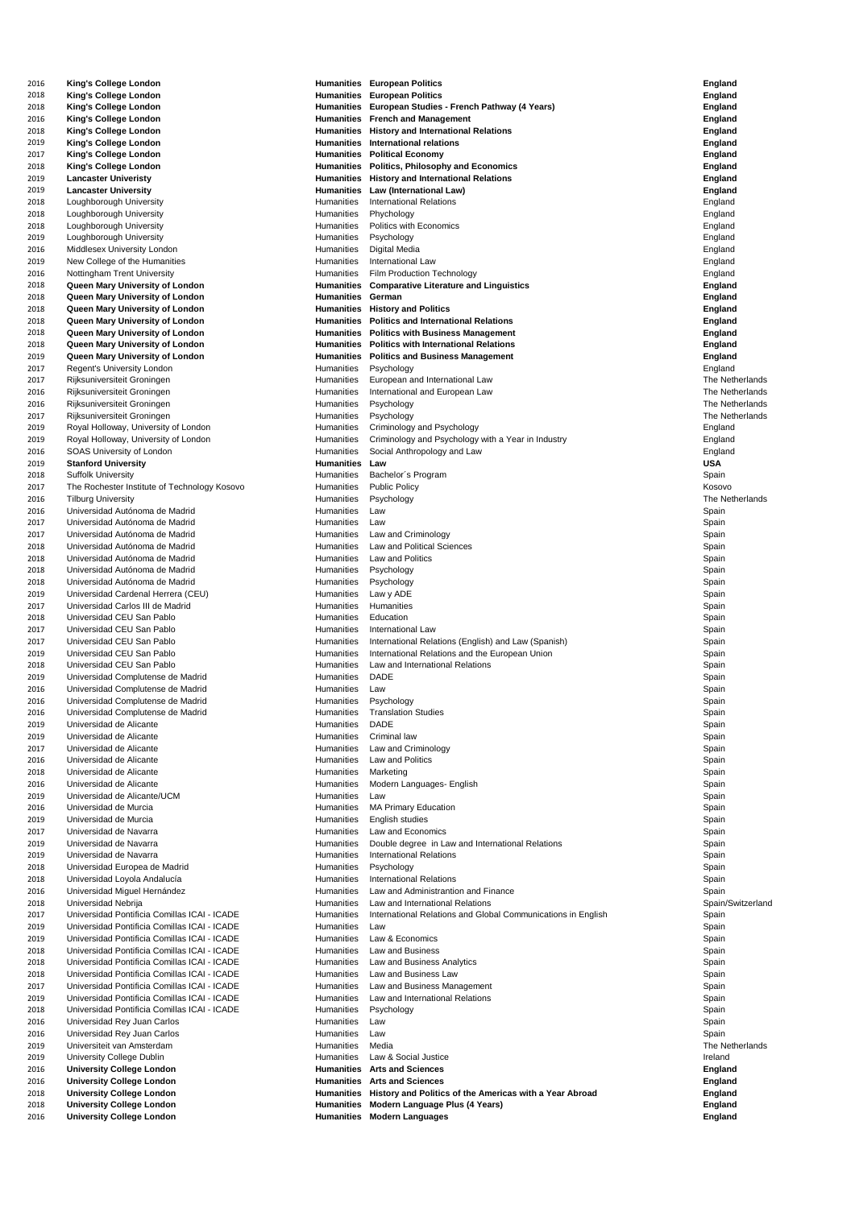| | | | | |
|---|---|---|---|---|
| 2016 | **King's College London** | **Humanities** | **European Politics** | **England** |
| 2018 | **King's College London** | **Humanities** | **European Politics** | **England** |
| 2018 | **King's College London** | **Humanities** | **European Studies - French Pathway (4 Years)** | **England** |
| 2016 | **King's College London** | **Humanities** | **French and Management** | **England** |
| 2018 | **King's College London** | **Humanities** | **History and International Relations** | **England** |
| 2019 | **King's College London** | **Humanities** | **International relations** | **England** |
| 2017 | **King's College London** | **Humanities** | **Political Economy** | **England** |
| 2018 | **King's College London** | **Humanities** | **Politics, Philosophy and Economics** | **England** |
| 2019 | **Lancaster Univeristy** | **Humanities** | **History and International Relations** | **England** |
| 2019 | **Lancaster University** | **Humanities** | **Law (International Law)** | **England** |
| 2018 | Loughborough University | Humanities | International Relations | England |
| 2018 | Loughborough University | Humanities | Phychology | England |
| 2018 | Loughborough University | Humanities | Politics with Economics | England |
| 2019 | Loughborough University | Humanities | Psychology | England |
| 2016 | Middlesex University London | Humanities | Digital Media | England |
| 2019 | New College of the Humanities | Humanities | International Law | England |
| 2016 | Nottingham Trent University | Humanities | Film Production Technology | England |
| 2018 | **Queen Mary University of London** | **Humanities** | **Comparative Literature and Linguistics** | **England** |
| 2018 | **Queen Mary University of London** | **Humanities** | **German** | **England** |
| 2018 | **Queen Mary University of London** | **Humanities** | **History and Politics** | **England** |
| 2018 | **Queen Mary University of London** | **Humanities** | **Politics and International Relations** | **England** |
| 2018 | **Queen Mary University of London** | **Humanities** | **Politics with Business Management** | **England** |
| 2018 | **Queen Mary University of London** | **Humanities** | **Politics with International Relations** | **England** |
| 2019 | **Queen Mary University of London** | **Humanities** | **Politics and Business Management** | **England** |
| 2017 | Regent's University London | Humanities | Psychology | England |
| 2017 | Rijksuniversiteit Groningen | Humanities | European and International Law | The Netherlands |
| 2016 | Rijksuniversiteit Groningen | Humanities | International and European Law | The Netherlands |
| 2016 | Rijksuniversiteit Groningen | Humanities | Psychology | The Netherlands |
| 2017 | Rijksuniversiteit Groningen | Humanities | Psychology | The Netherlands |
| 2019 | Royal Holloway, University of London | Humanities | Criminology and Psychology | England |
| 2019 | Royal Holloway, University of London | Humanities | Criminology and Psychology with a Year in Industry | England |
| 2016 | SOAS University of London | Humanities | Social Anthropology and Law | England |
| 2019 | **Stanford University** | **Humanities** | **Law** | **USA** |
| 2018 | Suffolk University | Humanities | Bachelor´s Program | Spain |
| 2017 | The Rochester Institute of Technology Kosovo | Humanities | Public Policy | Kosovo |
| 2016 | Tilburg University | Humanities | Psychology | The Netherlands |
| 2016 | Universidad Autónoma de Madrid | Humanities | Law | Spain |
| 2017 | Universidad Autónoma de Madrid | Humanities | Law | Spain |
| 2017 | Universidad Autónoma de Madrid | Humanities | Law and Criminology | Spain |
| 2018 | Universidad Autónoma de Madrid | Humanities | Law and Political Sciences | Spain |
| 2018 | Universidad Autónoma de Madrid | Humanities | Law and Politics | Spain |
| 2018 | Universidad Autónoma de Madrid | Humanities | Psychology | Spain |
| 2018 | Universidad Autónoma de Madrid | Humanities | Psychology | Spain |
| 2019 | Universidad Cardenal Herrera (CEU) | Humanities | Law y ADE | Spain |
| 2017 | Universidad Carlos III de Madrid | Humanities | Humanities | Spain |
| 2018 | Universidad CEU San Pablo | Humanities | Education | Spain |
| 2017 | Universidad CEU San Pablo | Humanities | International Law | Spain |
| 2017 | Universidad CEU San Pablo | Humanities | International Relations (English) and Law (Spanish) | Spain |
| 2019 | Universidad CEU San Pablo | Humanities | International Relations and the European Union | Spain |
| 2018 | Universidad CEU San Pablo | Humanities | Law and International Relations | Spain |
| 2019 | Universidad Complutense de Madrid | Humanities | DADE | Spain |
| 2016 | Universidad Complutense de Madrid | Humanities | Law | Spain |
| 2016 | Universidad Complutense de Madrid | Humanities | Psychology | Spain |
| 2016 | Universidad Complutense de Madrid | Humanities | Translation Studies | Spain |
| 2019 | Universidad de Alicante | Humanities | DADE | Spain |
| 2019 | Universidad de Alicante | Humanities | Criminal law | Spain |
| 2017 | Universidad de Alicante | Humanities | Law and Criminology | Spain |
| 2016 | Universidad de Alicante | Humanities | Law and Politics | Spain |
| 2018 | Universidad de Alicante | Humanities | Marketing | Spain |
| 2016 | Universidad de Alicante | Humanities | Modern Languages- English | Spain |
| 2019 | Universidad de Alicante/UCM | Humanities | Law | Spain |
| 2016 | Universidad de Murcia | Humanities | MA Primary Education | Spain |
| 2019 | Universidad de Murcia | Humanities | English studies | Spain |
| 2017 | Universidad de Navarra | Humanities | Law and Economics | Spain |
| 2019 | Universidad de Navarra | Humanities | Double degree in Law and International Relations | Spain |
| 2019 | Universidad de Navarra | Humanities | International Relations | Spain |
| 2018 | Universidad Europea de Madrid | Humanities | Psychology | Spain |
| 2018 | Universidad Loyola Andalucía | Humanities | International Relations | Spain |
| 2016 | Universidad Miguel Hernández | Humanities | Law and Administrantion and Finance | Spain |
| 2018 | Universidad Nebrija | Humanities | Law and International Relations | Spain/Switzerland |
| 2017 | Universidad Pontificia Comillas ICAI - ICADE | Humanities | International Relations and Global Communications in English | Spain |
| 2019 | Universidad Pontificia Comillas ICAI - ICADE | Humanities | Law | Spain |
| 2019 | Universidad Pontificia Comillas ICAI - ICADE | Humanities | Law & Economics | Spain |
| 2018 | Universidad Pontificia Comillas ICAI - ICADE | Humanities | Law and Business | Spain |
| 2018 | Universidad Pontificia Comillas ICAI - ICADE | Humanities | Law and Business Analytics | Spain |
| 2018 | Universidad Pontificia Comillas ICAI - ICADE | Humanities | Law and Business Law | Spain |
| 2017 | Universidad Pontificia Comillas ICAI - ICADE | Humanities | Law and Business Management | Spain |
| 2019 | Universidad Pontificia Comillas ICAI - ICADE | Humanities | Law and International Relations | Spain |
| 2018 | Universidad Pontificia Comillas ICAI - ICADE | Humanities | Psychology | Spain |
| 2016 | Universidad Rey Juan Carlos | Humanities | Law | Spain |
| 2016 | Universidad Rey Juan Carlos | Humanities | Law | Spain |
| 2019 | Universiteit van Amsterdam | Humanities | Media | The Netherlands |
| 2019 | University College Dublin | Humanities | Law & Social Justice | Ireland |
| 2016 | **University College London** | **Humanities** | **Arts and Sciences** | **England** |
| 2016 | **University College London** | **Humanities** | **Arts and Sciences** | **England** |
| 2018 | **University College London** | **Humanities** | **History and Politics of the Americas with a Year Abroad** | **England** |
| 2018 | **University College London** | **Humanities** | **Modern Language Plus (4 Years)** | **England** |
| 2016 | **University College London** | **Humanities** | **Modern Languages** | **England** |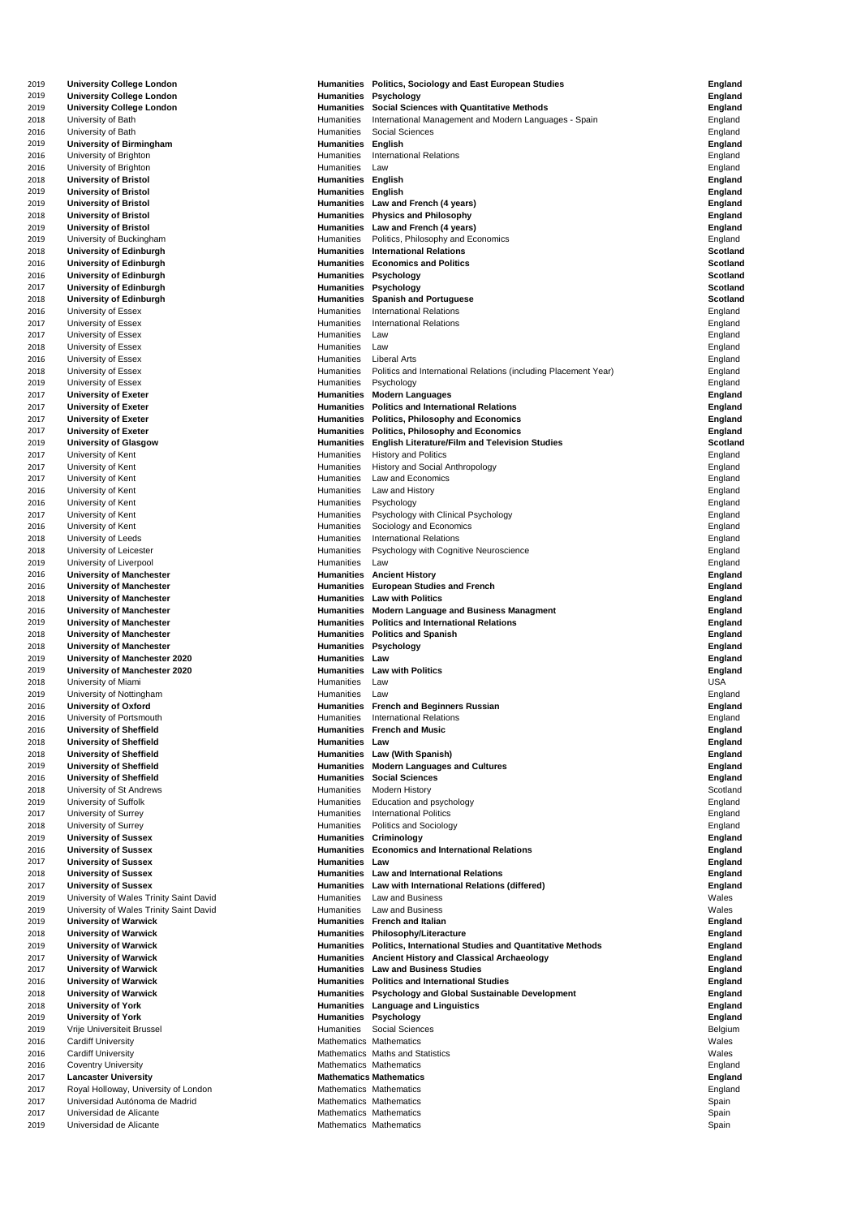| | | | | |
|---|---|---|---|---|
| 2019 | **University College London** | **Humanities** | **Politics, Sociology and East European Studies** | **England** |
| 2019 | **University College London** | **Humanities** | **Psychology** | **England** |
| 2019 | **University College London** | **Humanities** | **Social Sciences with Quantitative Methods** | **England** |
| 2018 | University of Bath | Humanities | International Management and Modern Languages - Spain | England |
| 2016 | University of Bath | Humanities | Social Sciences | England |
| 2019 | **University of Birmingham** | **Humanities** | **English** | **England** |
| 2016 | University of Brighton | Humanities | International Relations | England |
| 2016 | University of Brighton | Humanities | Law | England |
| 2018 | **University of Bristol** | **Humanities** | **English** | **England** |
| 2019 | **University of Bristol** | **Humanities** | **English** | **England** |
| 2019 | **University of Bristol** | **Humanities** | **Law and French (4 years)** | **England** |
| 2018 | **University of Bristol** | **Humanities** | **Physics and Philosophy** | **England** |
| 2019 | **University of Bristol** | **Humanities** | **Law and French (4 years)** | **England** |
| 2019 | University of Buckingham | Humanities | Politics, Philosophy and Economics | England |
| 2018 | **University of Edinburgh** | **Humanities** | **International Relations** | **Scotland** |
| 2016 | **University of Edinburgh** | **Humanities** | **Economics and Politics** | **Scotland** |
| 2016 | **University of Edinburgh** | **Humanities** | **Psychology** | **Scotland** |
| 2017 | **University of Edinburgh** | **Humanities** | **Psychology** | **Scotland** |
| 2018 | **University of Edinburgh** | **Humanities** | **Spanish and Portuguese** | **Scotland** |
| 2016 | University of Essex | Humanities | International Relations | England |
| 2017 | University of Essex | Humanities | International Relations | England |
| 2017 | University of Essex | Humanities | Law | England |
| 2018 | University of Essex | Humanities | Law | England |
| 2016 | University of Essex | Humanities | Liberal Arts | England |
| 2018 | University of Essex | Humanities | Politics and International Relations (including Placement Year) | England |
| 2019 | University of Essex | Humanities | Psychology | England |
| 2017 | **University of Exeter** | **Humanities** | **Modern Languages** | **England** |
| 2017 | **University of Exeter** | **Humanities** | **Politics and International Relations** | **England** |
| 2017 | **University of Exeter** | **Humanities** | **Politics, Philosophy and Economics** | **England** |
| 2017 | **University of Exeter** | **Humanities** | **Politics, Philosophy and Economics** | **England** |
| 2019 | **University of Glasgow** | **Humanities** | **English Literature/Film and Television Studies** | **Scotland** |
| 2017 | University of Kent | Humanities | History and Politics | England |
| 2017 | University of Kent | Humanities | History and Social Anthropology | England |
| 2017 | University of Kent | Humanities | Law and Economics | England |
| 2016 | University of Kent | Humanities | Law and History | England |
| 2016 | University of Kent | Humanities | Psychology | England |
| 2017 | University of Kent | Humanities | Psychology with Clinical Psychology | England |
| 2016 | University of Kent | Humanities | Sociology and Economics | England |
| 2018 | University of Leeds | Humanities | International Relations | England |
| 2018 | University of Leicester | Humanities | Psychology with Cognitive Neuroscience | England |
| 2019 | University of Liverpool | Humanities | Law | England |
| 2016 | **University of Manchester** | **Humanities** | **Ancient History** | **England** |
| 2016 | **University of Manchester** | **Humanities** | **European Studies and French** | **England** |
| 2018 | **University of Manchester** | **Humanities** | **Law with Politics** | **England** |
| 2016 | **University of Manchester** | **Humanities** | **Modern Language and Business Managment** | **England** |
| 2019 | **University of Manchester** | **Humanities** | **Politics and International Relations** | **England** |
| 2018 | **University of Manchester** | **Humanities** | **Politics and Spanish** | **England** |
| 2018 | **University of Manchester** | **Humanities** | **Psychology** | **England** |
| 2019 | **University of Manchester 2020** | **Humanities** | **Law** | **England** |
| 2019 | **University of Manchester 2020** | **Humanities** | **Law with Politics** | **England** |
| 2018 | University of Miami | Humanities | Law | USA |
| 2019 | University of Nottingham | Humanities | Law | England |
| 2016 | **University of Oxford** | **Humanities** | **French and Beginners Russian** | **England** |
| 2016 | University of Portsmouth | Humanities | International Relations | England |
| 2016 | **University of Sheffield** | **Humanities** | **French and Music** | **England** |
| 2018 | **University of Sheffield** | **Humanities** | **Law** | **England** |
| 2018 | **University of Sheffield** | **Humanities** | **Law (With Spanish)** | **England** |
| 2019 | **University of Sheffield** | **Humanities** | **Modern Languages and Cultures** | **England** |
| 2016 | **University of Sheffield** | **Humanities** | **Social Sciences** | **England** |
| 2018 | University of St Andrews | Humanities | Modern History | Scotland |
| 2019 | University of Suffolk | Humanities | Education and psychology | England |
| 2017 | University of Surrey | Humanities | International Politics | England |
| 2018 | University of Surrey | Humanities | Politics and Sociology | England |
| 2019 | **University of Sussex** | **Humanities** | **Criminology** | **England** |
| 2016 | **University of Sussex** | **Humanities** | **Economics and International Relations** | **England** |
| 2017 | **University of Sussex** | **Humanities** | **Law** | **England** |
| 2018 | **University of Sussex** | **Humanities** | **Law and International Relations** | **England** |
| 2017 | **University of Sussex** | **Humanities** | **Law with International Relations (differed)** | **England** |
| 2019 | University of Wales Trinity Saint David | Humanities | Law and Business | Wales |
| 2019 | University of Wales Trinity Saint David | Humanities | Law and Business | Wales |
| 2019 | **University of Warwick** | **Humanities** | **French and Italian** | **England** |
| 2018 | **University of Warwick** | **Humanities** | **Philosophy/Literacture** | **England** |
| 2019 | **University of Warwick** | **Humanities** | **Politics, International Studies and Quantitative Methods** | **England** |
| 2017 | **University of Warwick** | **Humanities** | **Ancient History and Classical Archaeology** | **England** |
| 2017 | **University of Warwick** | **Humanities** | **Law and Business Studies** | **England** |
| 2016 | **University of Warwick** | **Humanities** | **Politics and International Studies** | **England** |
| 2018 | **University of Warwick** | **Humanities** | **Psychology and Global Sustainable Development** | **England** |
| 2018 | **University of York** | **Humanities** | **Language and Linguistics** | **England** |
| 2019 | **University of York** | **Humanities** | **Psychology** | **England** |
| 2019 | Vrije Universiteit Brussel | Humanities | Social Sciences | Belgium |
| 2016 | Cardiff University | Mathematics | Mathematics | Wales |
| 2016 | Cardiff University | Mathematics | Maths and Statistics | Wales |
| 2016 | Coventry University | Mathematics | Mathematics | England |
| 2017 | **Lancaster University** | **Mathematics** | **Mathematics** | **England** |
| 2017 | Royal Holloway, University of London | Mathematics | Mathematics | England |
| 2017 | Universidad Autónoma de Madrid | Mathematics | Mathematics | Spain |
| 2017 | Universidad de Alicante | Mathematics | Mathematics | Spain |
| 2019 | Universidad de Alicante | Mathematics | Mathematics | Spain |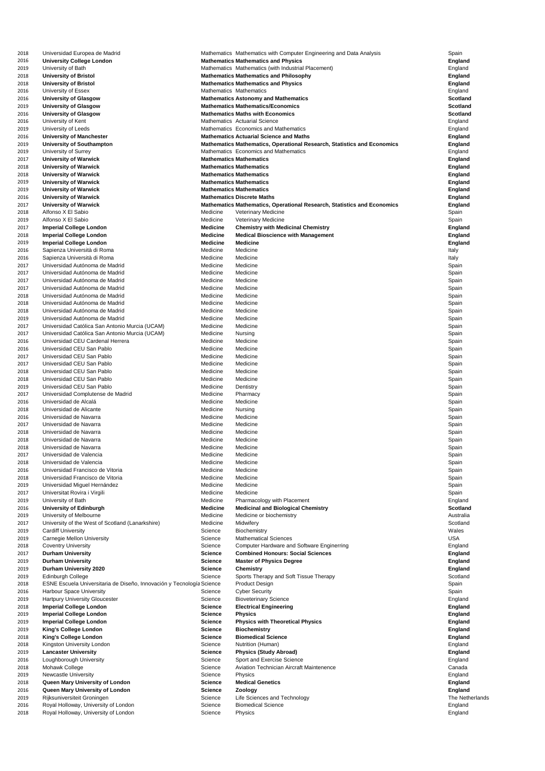| | | | | |
|---|---|---|---|---|
| 2018 | Universidad Europea de Madrid | Mathematics | Mathematics with Computer Engineering and Data Analysis | Spain |
| 2016 | **University College London** | **Mathematics** | **Mathematics and Physics** | **England** |
| 2019 | University of Bath | Mathematics | Mathematics (with Industrial Placement) | England |
| 2018 | **University of Bristol** | **Mathematics** | **Mathematics and Philosophy** | **England** |
| 2018 | **University of Bristol** | **Mathematics** | **Mathematics and Physics** | **England** |
| 2016 | University of Essex | Mathematics | Mathematics | England |
| 2016 | **University of Glasgow** | **Mathematics** | **Astonomy and Mathematics** | **Scotland** |
| 2019 | **University of Glasgow** | **Mathematics** | **Mathematics/Economics** | **Scotland** |
| 2016 | **University of Glasgow** | **Mathematics** | **Maths with Economics** | **Scotland** |
| 2016 | University of Kent | Mathematics | Actuarial Science | England |
| 2019 | University of Leeds | Mathematics | Economics and Mathematics | England |
| 2016 | **University of Manchester** | **Mathematics** | **Actuarial Science and Maths** | **England** |
| 2019 | **University of Southampton** | **Mathematics** | **Mathematics, Operational Research, Statistics and Economics** | **England** |
| 2019 | University of Surrey | Mathematics | Economics and Mathematics | England |
| 2017 | **University of Warwick** | **Mathematics** | **Mathematics** | **England** |
| 2018 | **University of Warwick** | **Mathematics** | **Mathematics** | **England** |
| 2018 | **University of Warwick** | **Mathematics** | **Mathematics** | **England** |
| 2019 | **University of Warwick** | **Mathematics** | **Mathematics** | **England** |
| 2019 | **University of Warwick** | **Mathematics** | **Mathematics** | **England** |
| 2016 | **University of Warwick** | **Mathematics** | **Discrete Maths** | **England** |
| 2017 | **University of Warwick** | **Mathematics** | **Mathematics, Operational Research, Statistics and Economics** | **England** |
| 2018 | Alfonso X El Sabio | Medicine | Veterinary Medicine | Spain |
| 2019 | Alfonso X El Sabio | Medicine | Veterinary Medicine | Spain |
| 2017 | **Imperial College London** | **Medicine** | **Chemistry with Medicinal Chemistry** | **England** |
| 2018 | **Imperial College London** | **Medicine** | **Medical Bioscience with Management** | **England** |
| 2019 | **Imperial College London** | **Medicine** | **Medicine** | **England** |
| 2016 | Sapienza Università di Roma | Medicine | Medicine | Italy |
| 2016 | Sapienza Università di Roma | Medicine | Medicine | Italy |
| 2017 | Universidad Autónoma de Madrid | Medicine | Medicine | Spain |
| 2017 | Universidad Autónoma de Madrid | Medicine | Medicine | Spain |
| 2017 | Universidad Autónoma de Madrid | Medicine | Medicine | Spain |
| 2017 | Universidad Autónoma de Madrid | Medicine | Medicine | Spain |
| 2018 | Universidad Autónoma de Madrid | Medicine | Medicine | Spain |
| 2018 | Universidad Autónoma de Madrid | Medicine | Medicine | Spain |
| 2018 | Universidad Autónoma de Madrid | Medicine | Medicine | Spain |
| 2019 | Universidad Autónoma de Madrid | Medicine | Medicine | Spain |
| 2017 | Universidad Católica San Antonio Murcia (UCAM) | Medicine | Medicine | Spain |
| 2017 | Universidad Católica San Antonio Murcia (UCAM) | Medicine | Nursing | Spain |
| 2016 | Universidad CEU Cardenal Herrera | Medicine | Medicine | Spain |
| 2016 | Universidad CEU San Pablo | Medicine | Medicine | Spain |
| 2017 | Universidad CEU San Pablo | Medicine | Medicine | Spain |
| 2017 | Universidad CEU San Pablo | Medicine | Medicine | Spain |
| 2018 | Universidad CEU San Pablo | Medicine | Medicine | Spain |
| 2018 | Universidad CEU San Pablo | Medicine | Medicine | Spain |
| 2019 | Universidad CEU San Pablo | Medicine | Dentistry | Spain |
| 2017 | Universidad Complutense de Madrid | Medicine | Pharmacy | Spain |
| 2016 | Universidad de Alcalá | Medicine | Medicine | Spain |
| 2018 | Universidad de Alicante | Medicine | Nursing | Spain |
| 2016 | Universidad de Navarra | Medicine | Medicine | Spain |
| 2017 | Universidad de Navarra | Medicine | Medicine | Spain |
| 2018 | Universidad de Navarra | Medicine | Medicine | Spain |
| 2018 | Universidad de Navarra | Medicine | Medicine | Spain |
| 2018 | Universidad de Navarra | Medicine | Medicine | Spain |
| 2017 | Universidad de Valencia | Medicine | Medicine | Spain |
| 2018 | Universidad de Valencia | Medicine | Medicine | Spain |
| 2016 | Universidad Francisco de Vitoria | Medicine | Medicine | Spain |
| 2018 | Universidad Francisco de Vitoria | Medicine | Medicine | Spain |
| 2019 | Universidad Miguel Hernández | Medicine | Medicine | Spain |
| 2017 | Universitat Rovira i Virgili | Medicine | Medicine | Spain |
| 2019 | University of Bath | Medicine | Pharmacology with Placement | England |
| 2016 | **University of Edinburgh** | **Medicine** | **Medicinal and Biological Chemistry** | **Scotland** |
| 2019 | University of Melbourne | Medicine | Medicine or biochemistry | Australia |
| 2017 | University of the West of Scotland (Lanarkshire) | Medicine | Midwifery | Scotland |
| 2019 | Cardiff University | Science | Biochemistry | Wales |
| 2019 | Carnegie Mellon University | Science | Mathematical Sciences | USA |
| 2018 | Coventry University | Science | Computer Hardware and Software Enginerring | England |
| 2017 | **Durham University** | **Science** | **Combined Honours: Social Sciences** | **England** |
| 2019 | **Durham University** | **Science** | **Master of Physics Degree** | **England** |
| 2019 | **Durham University 2020** | **Science** | **Chemistry** | **England** |
| 2019 | Edinburgh College | Science | Sports Therapy and Soft Tissue Therapy | Scotland |
| 2018 | ESNE Escuela Universitaria de Diseño, Innovación y Tecnología | Science | Product Design | Spain |
| 2016 | Harbour Space University | Science | Cyber Security | Spain |
| 2019 | Hartpury University Gloucester | Science | Bioveterinary Science | England |
| 2018 | **Imperial College London** | **Science** | **Electrical Engineering** | **England** |
| 2019 | **Imperial College London** | **Science** | **Physics** | **England** |
| 2019 | **Imperial College London** | **Science** | **Physics with Theoretical Physics** | **England** |
| 2019 | **King's College London** | **Science** | **Biochemistry** | **England** |
| 2018 | **King's College London** | **Science** | **Biomedical Science** | **England** |
| 2018 | Kingston University London | Science | Nutrition (Human) | England |
| 2019 | **Lancaster University** | **Science** | **Physics (Study Abroad)** | **England** |
| 2016 | Loughborough University | Science | Sport and Exercise Science | England |
| 2018 | Mohawk College | Science | Aviation Technician Aircraft Maintenence | Canada |
| 2019 | Newcastle University | Science | Physics | England |
| 2018 | **Queen Mary University of London** | **Science** | **Medical Genetics** | **England** |
| 2016 | **Queen Mary University of London** | **Science** | **Zoology** | **England** |
| 2019 | Rijksuniversiteit Groningen | Science | Life Sciences and Technology | The Netherlands |
| 2016 | Royal Holloway, University of London | Science | Biomedical Science | England |
| 2018 | Royal Holloway, University of London | Science | Physics | England |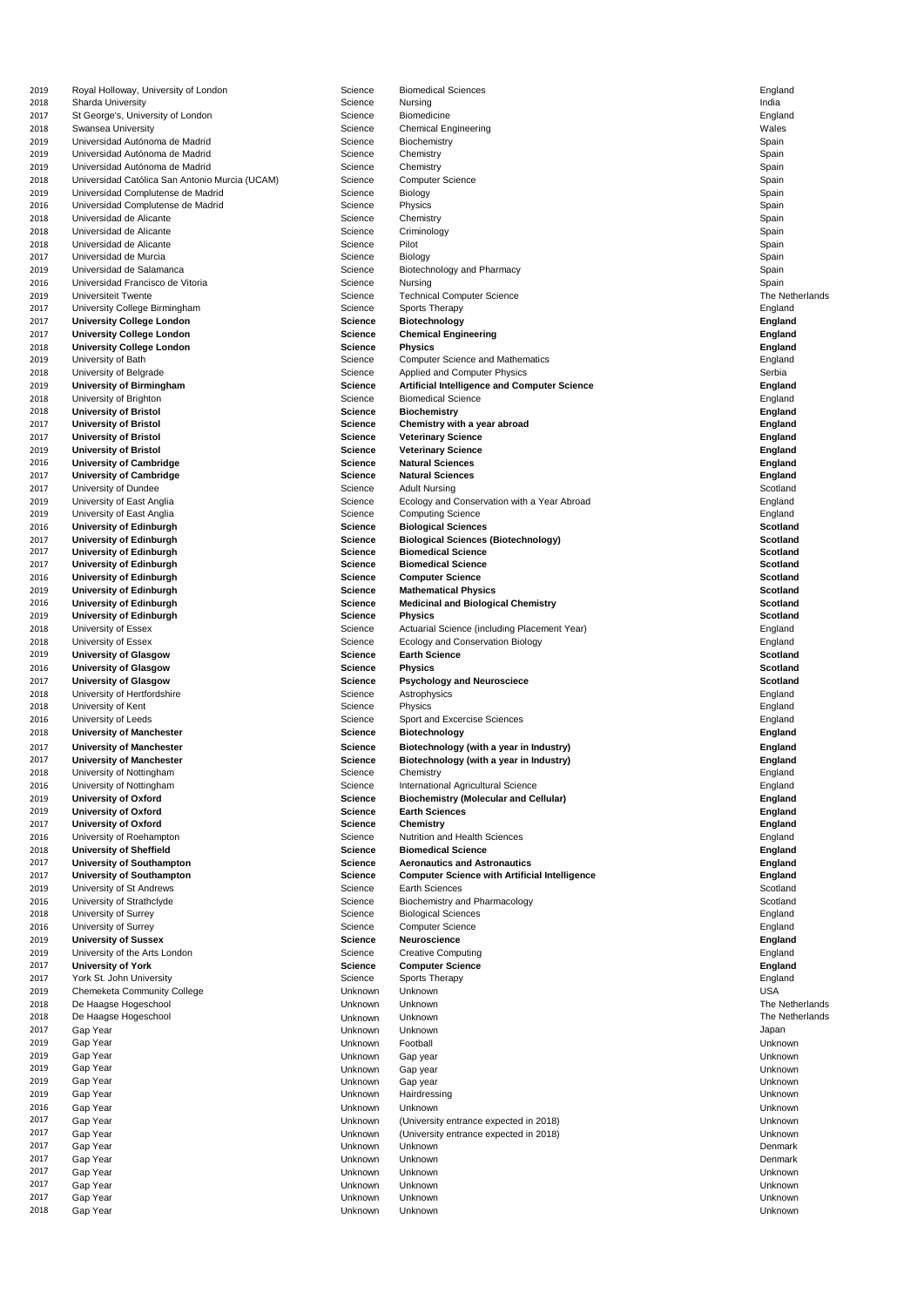| | | | | |
|---|---|---|---|---|
| 2019 | Royal Holloway, University of London | Science | Biomedical Sciences | England |
| 2018 | Sharda University | Science | Nursing | India |
| 2017 | St George's, University of London | Science | Biomedicine | England |
| 2018 | Swansea University | Science | Chemical Engineering | Wales |
| 2019 | Universidad Autónoma de Madrid | Science | Biochemistry | Spain |
| 2019 | Universidad Autónoma de Madrid | Science | Chemistry | Spain |
| 2019 | Universidad Autónoma de Madrid | Science | Chemistry | Spain |
| 2018 | Universidad Católica San Antonio Murcia (UCAM) | Science | Computer Science | Spain |
| 2019 | Universidad Complutense de Madrid | Science | Biology | Spain |
| 2016 | Universidad Complutense de Madrid | Science | Physics | Spain |
| 2018 | Universidad de Alicante | Science | Chemistry | Spain |
| 2018 | Universidad de Alicante | Science | Criminology | Spain |
| 2018 | Universidad de Alicante | Science | Pilot | Spain |
| 2017 | Universidad de Murcia | Science | Biology | Spain |
| 2019 | Universidad de Salamanca | Science | Biotechnology and Pharmacy | Spain |
| 2016 | Universidad Francisco de Vitoria | Science | Nursing | Spain |
| 2019 | Universiteit Twente | Science | Technical Computer Science | The Netherlands |
| 2017 | University College Birmingham | Science | Sports Therapy | England |
| 2017 | **University College London** | **Science** | **Biotechnology** | **England** |
| 2017 | **University College London** | **Science** | **Chemical Engineering** | **England** |
| 2018 | **University College London** | **Science** | **Physics** | **England** |
| 2019 | University of Bath | Science | Computer Science and Mathematics | England |
| 2018 | University of Belgrade | Science | Applied and Computer Physics | Serbia |
| 2019 | **University of Birmingham** | **Science** | **Artificial Intelligence and Computer Science** | **England** |
| 2018 | University of Brighton | Science | Biomedical Science | England |
| 2018 | **University of Bristol** | **Science** | **Biochemistry** | **England** |
| 2017 | **University of Bristol** | **Science** | **Chemistry with a year abroad** | **England** |
| 2017 | **University of Bristol** | **Science** | **Veterinary Science** | **England** |
| 2019 | **University of Bristol** | **Science** | **Veterinary Science** | **England** |
| 2016 | **University of Cambridge** | **Science** | **Natural Sciences** | **England** |
| 2017 | **University of Cambridge** | **Science** | **Natural Sciences** | **England** |
| 2017 | University of Dundee | Science | Adult Nursing | Scotland |
| 2019 | University of East Anglia | Science | Ecology and Conservation with a Year Abroad | England |
| 2019 | University of East Anglia | Science | Computing Science | England |
| 2016 | **University of Edinburgh** | **Science** | **Biological Sciences** | **Scotland** |
| 2017 | **University of Edinburgh** | **Science** | **Biological Sciences (Biotechnology)** | **Scotland** |
| 2017 | **University of Edinburgh** | **Science** | **Biomedical Science** | **Scotland** |
| 2017 | **University of Edinburgh** | **Science** | **Biomedical Science** | **Scotland** |
| 2016 | **University of Edinburgh** | **Science** | **Computer Science** | **Scotland** |
| 2019 | **University of Edinburgh** | **Science** | **Mathematical Physics** | **Scotland** |
| 2016 | **University of Edinburgh** | **Science** | **Medicinal and Biological Chemistry** | **Scotland** |
| 2019 | **University of Edinburgh** | **Science** | **Physics** | **Scotland** |
| 2018 | University of Essex | Science | Actuarial Science (including Placement Year) | England |
| 2018 | University of Essex | Science | Ecology and Conservation Biology | England |
| 2019 | **University of Glasgow** | **Science** | **Earth Science** | **Scotland** |
| 2016 | **University of Glasgow** | **Science** | **Physics** | **Scotland** |
| 2017 | **University of Glasgow** | **Science** | **Psychology and Neurosciece** | **Scotland** |
| 2018 | University of Hertfordshire | Science | Astrophysics | England |
| 2018 | University of Kent | Science | Physics | England |
| 2016 | University of Leeds | Science | Sport and Excercise Sciences | England |
| 2018 | **University of Manchester** | **Science** | **Biotechnology** | **England** |
| 2017 | **University of Manchester** | **Science** | **Biotechnology (with a year in Industry)** | **England** |
| 2017 | **University of Manchester** | **Science** | **Biotechnology (with a year in Industry)** | **England** |
| 2018 | University of Nottingham | Science | Chemistry | England |
| 2016 | University of Nottingham | Science | International Agricultural Science | England |
| 2019 | **University of Oxford** | **Science** | **Biochemistry (Molecular and Cellular)** | **England** |
| 2019 | **University of Oxford** | **Science** | **Earth Sciences** | **England** |
| 2017 | **University of Oxford** | **Science** | **Chemistry** | **England** |
| 2016 | University of Roehampton | Science | Nutrition and Health Sciences | England |
| 2018 | **University of Sheffield** | **Science** | **Biomedical Science** | **England** |
| 2017 | **University of Southampton** | **Science** | **Aeronautics and Astronautics** | **England** |
| 2017 | **University of Southampton** | **Science** | **Computer Science with Artificial Intelligence** | **England** |
| 2019 | University of St Andrews | Science | Earth Sciences | Scotland |
| 2016 | University of Strathclyde | Science | Biochemistry and Pharmacology | Scotland |
| 2018 | University of Surrey | Science | Biological Sciences | England |
| 2016 | University of Surrey | Science | Computer Science | England |
| 2019 | **University of Sussex** | **Science** | **Neuroscience** | **England** |
| 2019 | University of the Arts London | Science | Creative Computing | England |
| 2017 | **University of York** | **Science** | **Computer Science** | **England** |
| 2017 | York St. John University | Science | Sports Therapy | England |
| 2019 | Chemeketa Community College | Unknown | Unknown | USA |
| 2018 | De Haagse Hogeschool | Unknown | Unknown | The Netherlands |
| 2018 | De Haagse Hogeschool | Unknown | Unknown | The Netherlands |
| 2017 | Gap Year | Unknown | Unknown | Japan |
| 2019 | Gap Year | Unknown | Football | Unknown |
| 2019 | Gap Year | Unknown | Gap year | Unknown |
| 2019 | Gap Year | Unknown | Gap year | Unknown |
| 2019 | Gap Year | Unknown | Gap year | Unknown |
| 2019 | Gap Year | Unknown | Hairdressing | Unknown |
| 2016 | Gap Year | Unknown | Unknown | Unknown |
| 2017 | Gap Year | Unknown | (University entrance expected in 2018) | Unknown |
| 2017 | Gap Year | Unknown | (University entrance expected in 2018) | Unknown |
| 2017 | Gap Year | Unknown | Unknown | Denmark |
| 2017 | Gap Year | Unknown | Unknown | Denmark |
| 2017 | Gap Year | Unknown | Unknown | Unknown |
| 2017 | Gap Year | Unknown | Unknown | Unknown |
| 2017 | Gap Year | Unknown | Unknown | Unknown |
| 2018 | Gap Year | Unknown | Unknown | Unknown |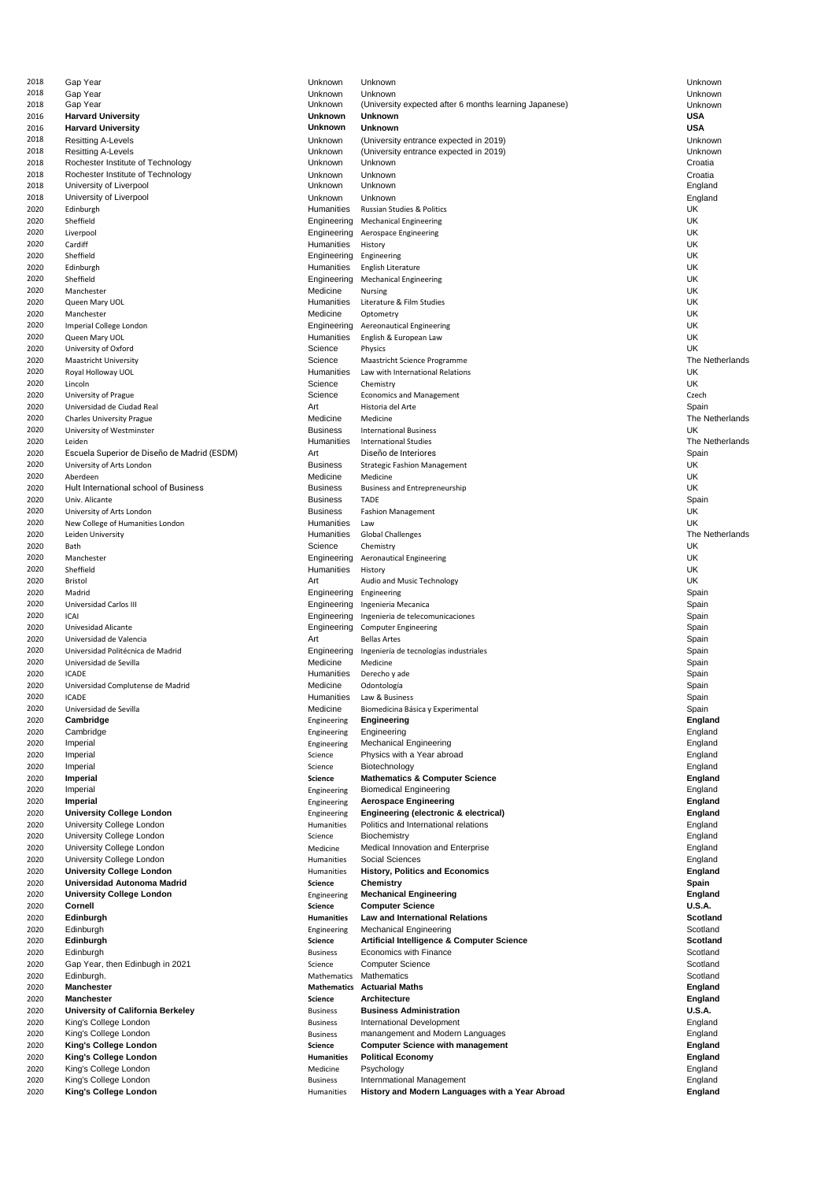| | | | | |
|---|---|---|---|---|
| 2018 | Gap Year | Unknown | Unknown | Unknown |
| 2018 | Gap Year | Unknown | Unknown | Unknown |
| 2018 | Gap Year | Unknown | (University expected after 6 months learning Japanese) | Unknown |
| 2016 | **Harvard University** | **Unknown** | **Unknown** | **USA** |
| 2016 | **Harvard University** | **Unknown** | **Unknown** | **USA** |
| 2018 | Resitting A-Levels | Unknown | (University entrance expected in 2019) | Unknown |
| 2018 | Resitting A-Levels | Unknown | (University entrance expected in 2019) | Unknown |
| 2018 | Rochester Institute of Technology | Unknown | Unknown | Croatia |
| 2018 | Rochester Institute of Technology | Unknown | Unknown | Croatia |
| 2018 | University of Liverpool | Unknown | Unknown | England |
| 2018 | University of Liverpool | Unknown | Unknown | England |
| 2020 | Edinburgh | Humanities | Russian Studies & Politics | UK |
| 2020 | Sheffield | Engineering | Mechanical Engineering | UK |
| 2020 | Liverpool | Engineering | Aerospace Engineering | UK |
| 2020 | Cardiff | Humanities | History | UK |
| 2020 | Sheffield | Engineering | Engineering | UK |
| 2020 | Edinburgh | Humanities | English Literature | UK |
| 2020 | Sheffield | Engineering | Mechanical Engineering | UK |
| 2020 | Manchester | Medicine | Nursing | UK |
| 2020 | Queen Mary UOL | Humanities | Literature & Film Studies | UK |
| 2020 | Manchester | Medicine | Optometry | UK |
| 2020 | Imperial College London | Engineering | Aereonautical Engineering | UK |
| 2020 | Queen Mary UOL | Humanities | English & European Law | UK |
| 2020 | University of Oxford | Science | Physics | UK |
| 2020 | Maastricht University | Science | Maastricht Science Programme | The Netherlands |
| 2020 | Royal Holloway UOL | Humanities | Law with International Relations | UK |
| 2020 | Lincoln | Science | Chemistry | UK |
| 2020 | University of Prague | Science | Economics and Management | Czech |
| 2020 | Universidad de Ciudad Real | Art | Historia del Arte | Spain |
| 2020 | Charles University Prague | Medicine | Medicine | The Netherlands |
| 2020 | University of Westminster | Business | International Business | UK |
| 2020 | Leiden | Humanities | International Studies | The Netherlands |
| 2020 | Escuela Superior de Diseño de Madrid (ESDM) | Art | Diseño de Interiores | Spain |
| 2020 | University of Arts London | Business | Strategic Fashion Management | UK |
| 2020 | Aberdeen | Medicine | Medicine | UK |
| 2020 | Hult International school of Business | Business | Business and Entrepreneurship | UK |
| 2020 | Univ. Alicante | Business | TADE | Spain |
| 2020 | University of Arts London | Business | Fashion Management | UK |
| 2020 | New College of Humanities London | Humanities | Law | UK |
| 2020 | Leiden University | Humanities | Global Challenges | The Netherlands |
| 2020 | Bath | Science | Chemistry | UK |
| 2020 | Manchester | Engineering | Aeronautical Engineering | UK |
| 2020 | Sheffield | Humanities | History | UK |
| 2020 | Bristol | Art | Audio and Music Technology | UK |
| 2020 | Madrid | Engineering | Engineering | Spain |
| 2020 | Universidad Carlos III | Engineering | Ingenieria Mecanica | Spain |
| 2020 | ICAI | Engineering | Ingenieria de telecomunicaciones | Spain |
| 2020 | Univesidad Alicante | Engineering | Computer Engineering | Spain |
| 2020 | Universidad de Valencia | Art | Bellas Artes | Spain |
| 2020 | Universidad Politécnica de Madrid | Engineering | Ingeniería de tecnologías industriales | Spain |
| 2020 | Universidad de Sevilla | Medicine | Medicine | Spain |
| 2020 | ICADE | Humanities | Derecho y ade | Spain |
| 2020 | Universidad Complutense de Madrid | Medicine | Odontología | Spain |
| 2020 | ICADE | Humanities | Law & Business | Spain |
| 2020 | Universidad de Sevilla | Medicine | Biomedicina Básica y Experimental | Spain |
| 2020 | **Cambridge** | Engineering | **Engineering** | **England** |
| 2020 | Cambridge | Engineering | Engineering | England |
| 2020 | Imperial | Engineering | Mechanical Engineering | England |
| 2020 | Imperial | Science | Physics with a Year abroad | England |
| 2020 | Imperial | Science | Biotechnology | England |
| 2020 | **Imperial** | **Science** | **Mathematics & Computer Science** | **England** |
| 2020 | Imperial | Engineering | Biomedical Engineering | England |
| 2020 | **Imperial** | Engineering | **Aerospace Engineering** | **England** |
| 2020 | **University College London** | Engineering | **Engineering (electronic & electrical)** | **England** |
| 2020 | University College London | Humanities | Politics and International relations | England |
| 2020 | University College London | Science | Biochemistry | England |
| 2020 | University College London | Medicine | Medical Innovation and Enterprise | England |
| 2020 | University College London | Humanities | Social Sciences | England |
| 2020 | **University College London** | Humanities | **History, Politics and Economics** | **England** |
| 2020 | **Universidad Autonoma Madrid** | **Science** | **Chemistry** | **Spain** |
| 2020 | **University College London** | Engineering | **Mechanical Engineering** | **England** |
| 2020 | **Cornell** | **Science** | **Computer Science** | **U.S.A.** |
| 2020 | **Edinburgh** | **Humanities** | **Law and International Relations** | **Scotland** |
| 2020 | Edinburgh | Engineering | Mechanical Engineering | Scotland |
| 2020 | **Edinburgh** | **Science** | **Artificial Intelligence & Computer Science** | **Scotland** |
| 2020 | Edinburgh | Business | Economics with Finance | Scotland |
| 2020 | Gap Year, then Edinbugh in 2021 | Science | Computer Science | Scotland |
| 2020 | Edinburgh. | Mathematics | Mathematics | Scotland |
| 2020 | **Manchester** | **Mathematics** | **Actuarial Maths** | **England** |
| 2020 | **Manchester** | **Science** | **Architecture** | **England** |
| 2020 | **University of California Berkeley** | Business | **Business Administration** | **U.S.A.** |
| 2020 | King's College London | Business | International Development | England |
| 2020 | King's College London | Business | manangement and Modern Languages | England |
| 2020 | **King's College London** | **Science** | **Computer Science with management** | **England** |
| 2020 | **King's College London** | **Humanities** | **Political Economy** | **England** |
| 2020 | King's College London | Medicine | Psychology | England |
| 2020 | King's College London | Business | Internmational Management | England |
| 2020 | **King's College London** | Humanities | **History and Modern Languages with a Year Abroad** | **England** |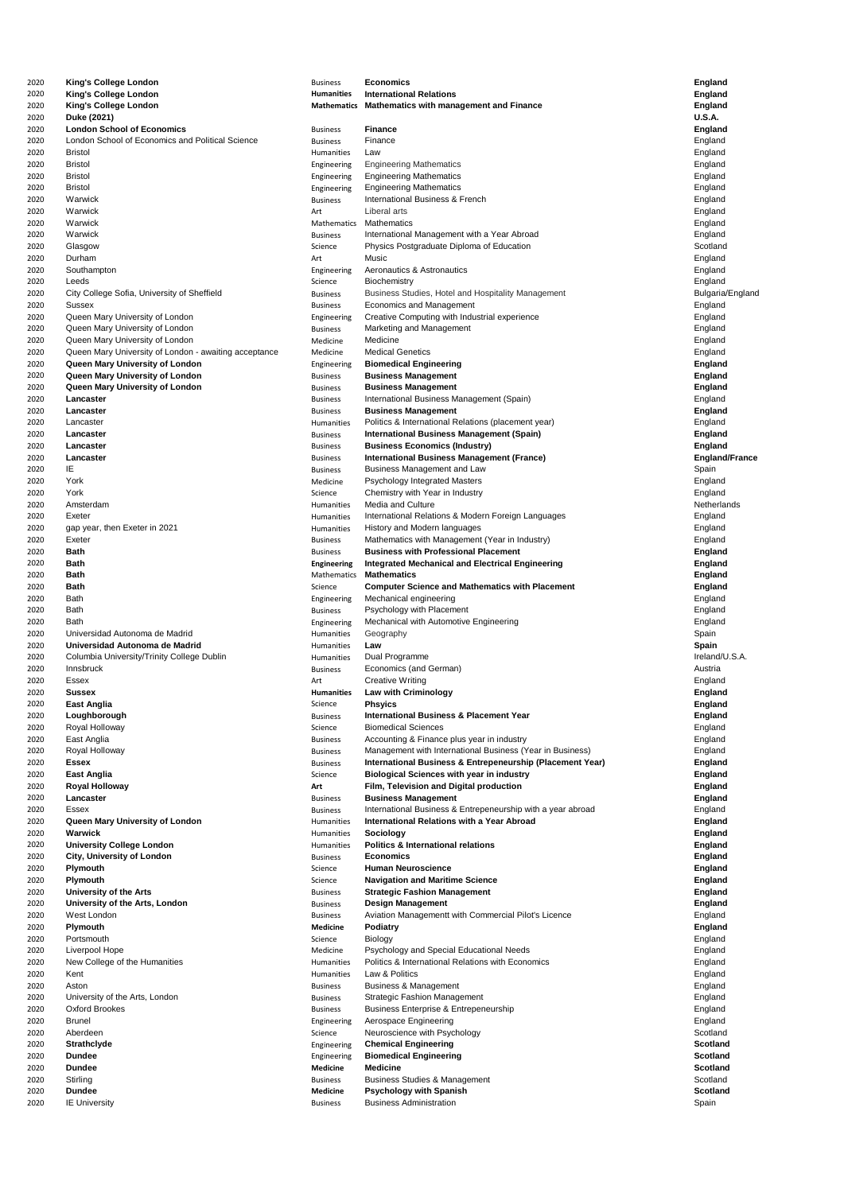| | | | | |
|---|---|---|---|---|
| 2020 | **King's College London** | Business | **Economics** | **England** |
| 2020 | **King's College London** | **Humanities** | **International Relations** | **England** |
| 2020 | **King's College London** | **Mathematics** | **Mathematics with management and Finance** | **England** |
| 2020 | **Duke (2021)** | | | **U.S.A.** |
| 2020 | **London School of Economics** | Business | **Finance** | **England** |
| 2020 | London School of Economics and Political Science | Business | Finance | England |
| 2020 | Bristol | Humanities | Law | England |
| 2020 | Bristol | Engineering | Engineering Mathematics | England |
| 2020 | Bristol | Engineering | Engineering Mathematics | England |
| 2020 | Bristol | Engineering | Engineering Mathematics | England |
| 2020 | Warwick | Business | International Business & French | England |
| 2020 | Warwick | Art | Liberal arts | England |
| 2020 | Warwick | Mathematics | Mathematics | England |
| 2020 | Warwick | Business | International Management with a Year Abroad | England |
| 2020 | Glasgow | Science | Physics Postgraduate Diploma of Education | Scotland |
| 2020 | Durham | Art | Music | England |
| 2020 | Southampton | Engineering | Aeronautics & Astronautics | England |
| 2020 | Leeds | Science | Biochemistry | England |
| 2020 | City College Sofia, University of Sheffield | Business | Business Studies, Hotel and Hospitality Management | Bulgaria/England |
| 2020 | Sussex | Business | Economics and Management | England |
| 2020 | Queen Mary University of London | Engineering | Creative Computing with Industrial experience | England |
| 2020 | Queen Mary University of London | Business | Marketing and Management | England |
| 2020 | Queen Mary University of London | Medicine | Medicine | England |
| 2020 | Queen Mary University of London - awaiting acceptance | Medicine | Medical Genetics | England |
| 2020 | **Queen Mary University of London** | Engineering | **Biomedical Engineering** | **England** |
| 2020 | **Queen Mary University of London** | Business | **Business Management** | **England** |
| 2020 | **Queen Mary University of London** | Business | **Business Management** | **England** |
| 2020 | **Lancaster** | Business | International Business Management (Spain) | England |
| 2020 | **Lancaster** | Business | **Business Management** | **England** |
| 2020 | Lancaster | Humanities | Politics & International Relations (placement year) | England |
| 2020 | **Lancaster** | Business | **International Business Management (Spain)** | **England** |
| 2020 | **Lancaster** | Business | **Business Economics (Industry)** | **England** |
| 2020 | **Lancaster** | Business | **International Business Management (France)** | **England/France** |
| 2020 | IE | Business | Business Management and Law | Spain |
| 2020 | York | Medicine | Psychology Integrated Masters | England |
| 2020 | York | Science | Chemistry with Year in Industry | England |
| 2020 | Amsterdam | Humanities | Media and Culture | Netherlands |
| 2020 | Exeter | Humanities | International Relations & Modern Foreign Languages | England |
| 2020 | gap year, then Exeter in 2021 | Humanities | History and Modern languages | England |
| 2020 | Exeter | Business | Mathematics with Management (Year in Industry) | England |
| 2020 | **Bath** | Business | **Business with Professional Placement** | **England** |
| 2020 | **Bath** | **Engineering** | **Integrated Mechanical and Electrical Engineering** | **England** |
| 2020 | **Bath** | Mathematics | **Mathematics** | **England** |
| 2020 | **Bath** | Science | **Computer Science and Mathematics with Placement** | **England** |
| 2020 | Bath | Engineering | Mechanical engineering | England |
| 2020 | Bath | Business | Psychology with Placement | England |
| 2020 | Bath | Engineering | Mechanical with Automotive Engineering | England |
| 2020 | Universidad Autonoma de Madrid | Humanities | Geography | Spain |
| 2020 | **Universidad Autonoma de Madrid** | Humanities | **Law** | **Spain** |
| 2020 | Columbia University/Trinity College Dublin | Humanities | Dual Programme | Ireland/U.S.A. |
| 2020 | Innsbruck | Business | Economics (and German) | Austria |
| 2020 | Essex | Art | Creative Writing | England |
| 2020 | **Sussex** | **Humanities** | **Law with Criminology** | **England** |
| 2020 | **East Anglia** | Science | **Phsyics** | **England** |
| 2020 | **Loughborough** | Business | **International Business & Placement Year** | **England** |
| 2020 | Royal Holloway | Science | Biomedical Sciences | England |
| 2020 | East Anglia | Business | Accounting & Finance plus year in industry | England |
| 2020 | Royal Holloway | Business | Management with International Business (Year in Business) | England |
| 2020 | **Essex** | Business | **International Business & Entrepeneurship (Placement Year)** | **England** |
| 2020 | **East Anglia** | Science | **Biological Sciences with year in industry** | **England** |
| 2020 | **Royal Holloway** | **Art** | **Film, Television and Digital production** | **England** |
| 2020 | **Lancaster** | Business | **Business Management** | **England** |
| 2020 | Essex | Business | International Business & Entrepeneurship with a year abroad | England |
| 2020 | **Queen Mary University of London** | Humanities | **International Relations with a Year Abroad** | **England** |
| 2020 | **Warwick** | Humanities | **Sociology** | **England** |
| 2020 | **University College London** | Humanities | **Politics & International relations** | **England** |
| 2020 | **City, University of London** | Business | **Economics** | **England** |
| 2020 | **Plymouth** | Science | **Human Neuroscience** | **England** |
| 2020 | **Plymouth** | Science | **Navigation and Maritime Science** | **England** |
| 2020 | **University of the Arts** | Business | **Strategic Fashion Management** | **England** |
| 2020 | **University of the Arts, London** | Business | **Design Management** | **England** |
| 2020 | West London | Business | Aviation Managementt with Commercial Pilot's Licence | England |
| 2020 | **Plymouth** | **Medicine** | **Podiatry** | **England** |
| 2020 | Portsmouth | Science | Biology | England |
| 2020 | Liverpool Hope | Medicine | Psychology and Special Educational Needs | England |
| 2020 | New College of the Humanities | Humanities | Politics & International Relations with Economics | England |
| 2020 | Kent | Humanities | Law & Politics | England |
| 2020 | Aston | Business | Business & Management | England |
| 2020 | University of the Arts, London | Business | Strategic Fashion Management | England |
| 2020 | Oxford Brookes | Business | Business Enterprise & Entrepeneurship | England |
| 2020 | Brunel | Engineering | Aerospace Engineering | England |
| 2020 | Aberdeen | Science | Neuroscience with Psychology | Scotland |
| 2020 | **Strathclyde** | Engineering | **Chemical Engineering** | **Scotland** |
| 2020 | **Dundee** | Engineering | **Biomedical Engineering** | **Scotland** |
| 2020 | **Dundee** | **Medicine** | **Medicine** | **Scotland** |
| 2020 | Stirling | Business | Business Studies & Management | Scotland |
| 2020 | **Dundee** | **Medicine** | **Psychology with Spanish** | **Scotland** |
| 2020 | IE University | Business | Business Administration | Spain |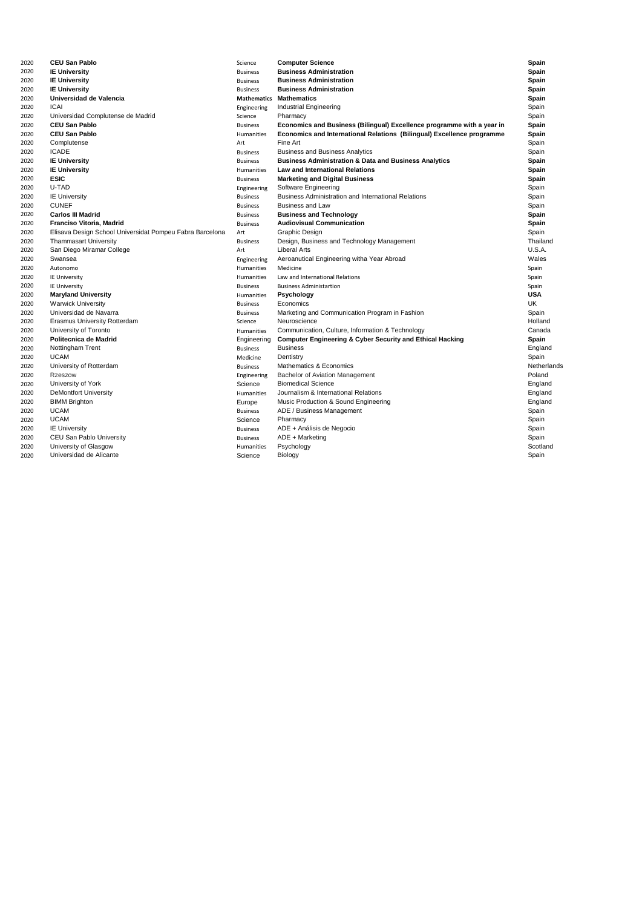| | | | | |
|---|---|---|---|---|
| 2020 | **CEU San Pablo** | Science | **Computer Science** | **Spain** |
| 2020 | **IE University** | Business | **Business Administration** | **Spain** |
| 2020 | **IE University** | Business | **Business Administration** | **Spain** |
| 2020 | **IE University** | Business | **Business Administration** | **Spain** |
| 2020 | **Universidad de Valencia** | **Mathematics** | **Mathematics** | **Spain** |
| 2020 | ICAI | Engineering | Industrial Engineering | Spain |
| 2020 | Universidad Complutense de Madrid | Science | Pharmacy | Spain |
| 2020 | **CEU San Pablo** | Business | **Economics and Business (Bilingual) Excellence programme with a year in** | **Spain** |
| 2020 | **CEU San Pablo** | Humanities | **Economics and International Relations (Bilingual) Excellence programme** | **Spain** |
| 2020 | Complutense | Art | Fine Art | Spain |
| 2020 | ICADE | Business | Business and Business Analytics | Spain |
| 2020 | **IE University** | Business | **Business Administration & Data and Business Analytics** | **Spain** |
| 2020 | **IE University** | Humanities | **Law and International Relations** | **Spain** |
| 2020 | **ESIC** | Business | **Marketing and Digital Business** | **Spain** |
| 2020 | U-TAD | Engineering | Software Engineering | Spain |
| 2020 | IE University | Business | Business Administration and International Relations | Spain |
| 2020 | CUNEF | Business | Business and Law | Spain |
| 2020 | **Carlos III Madrid** | Business | **Business and Technology** | **Spain** |
| 2020 | **Francisco Vitoria, Madrid** | Business | **Audiovisual Communication** | **Spain** |
| 2020 | Elisava Design School Universidat Pompeu Fabra Barcelona | Art | Graphic Design | Spain |
| 2020 | Thammasart University | Business | Design, Business and Technology Management | Thailand |
| 2020 | San Diego Miramar College | Art | Liberal Arts | U.S.A. |
| 2020 | Swansea | Engineering | Aeroanutical Engineering witha Year Abroad | Wales |
| 2020 | Autonomo | Humanities | Medicine | Spain |
| 2020 | IE University | Humanities | Law and International Relations | Spain |
| 2020 | IE University | Business | Business Administartion | Spain |
| 2020 | **Maryland University** | Humanities | **Psychology** | **USA** |
| 2020 | Warwick University | Business | Economics | UK |
| 2020 | Universidad de Navarra | Business | Marketing and Communication Program in Fashion | Spain |
| 2020 | Erasmus University Rotterdam | Science | Neuroscience | Holland |
| 2020 | University of Toronto | Humanities | Communication, Culture, Information & Technology | Canada |
| 2020 | **Politecnica de Madrid** | Engineering | **Computer Engineering & Cyber Security and Ethical Hacking** | **Spain** |
| 2020 | Nottingham Trent | Business | Business | England |
| 2020 | UCAM | Medicine | Dentistry | Spain |
| 2020 | University of Rotterdam | Business | Mathematics & Economics | Netherlands |
| 2020 | Rzeszow | Engineering | Bachelor of Aviation Management | Poland |
| 2020 | University of York | Science | Biomedical Science | England |
| 2020 | DeMontfort University | Humanities | Journalism & International Relations | England |
| 2020 | BIMM Brighton | Europe | Music Production & Sound Engineering | England |
| 2020 | UCAM | Business | ADE / Business Management | Spain |
| 2020 | UCAM | Science | Pharmacy | Spain |
| 2020 | IE University | Business | ADE + Análisis de Negocio | Spain |
| 2020 | CEU San Pablo University | Business | ADE + Marketing | Spain |
| 2020 | University of Glasgow | Humanities | Psychology | Scotland |
| 2020 | Universidad de Alicante | Science | Biology | Spain |